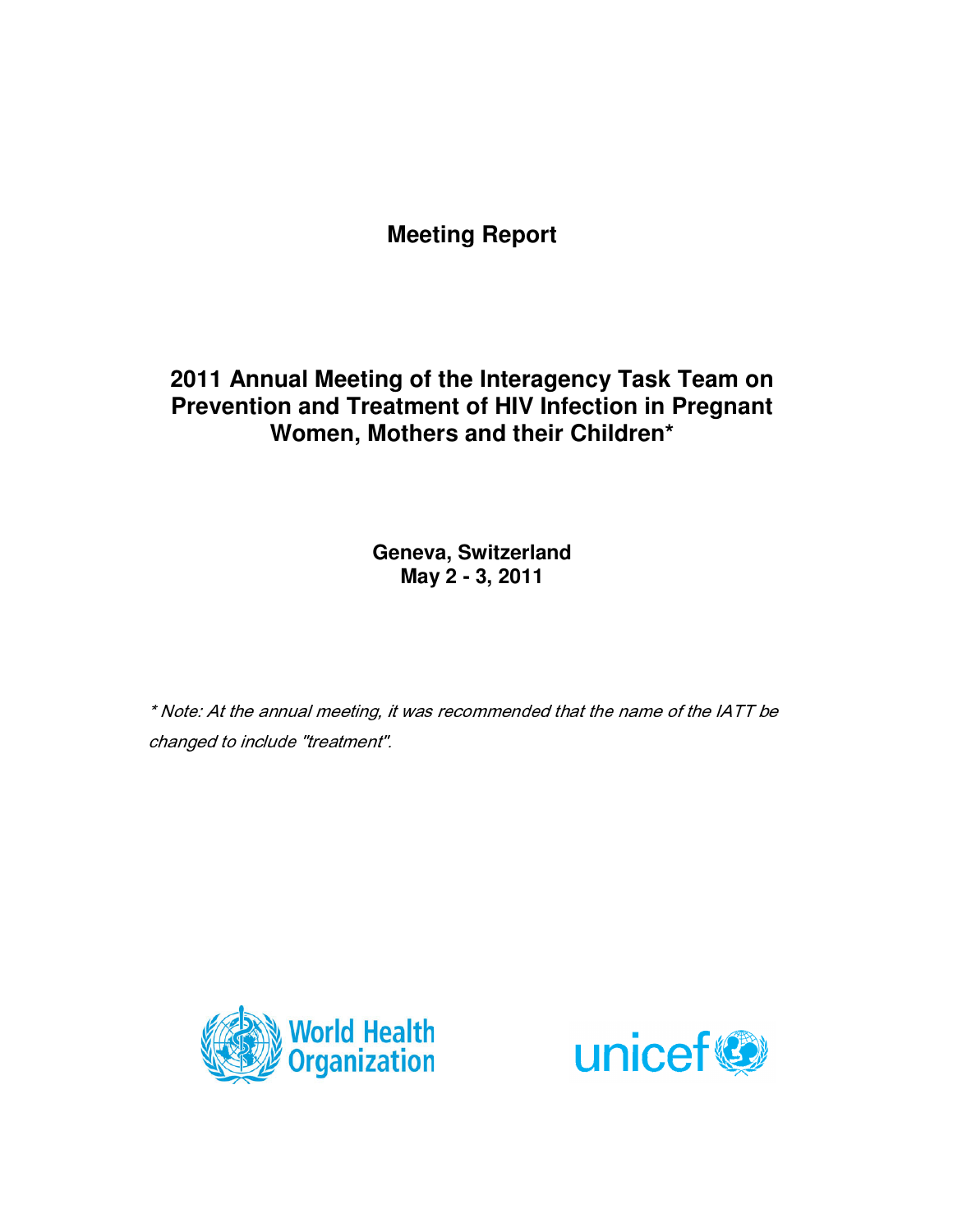# Meeting Report

## 2011 Annual Meeting of the Interagency Task Team on Prevention and Treatment of HIV Infection in Pregnant Women, Mothers and their Children*

**Geneva, Switzerland**
**May 2 - 3, 2011**

*\* Note: At the annual meeting, it was recommended that the name of the IATT be changed to include "treatment".*

World Health Organization

unicef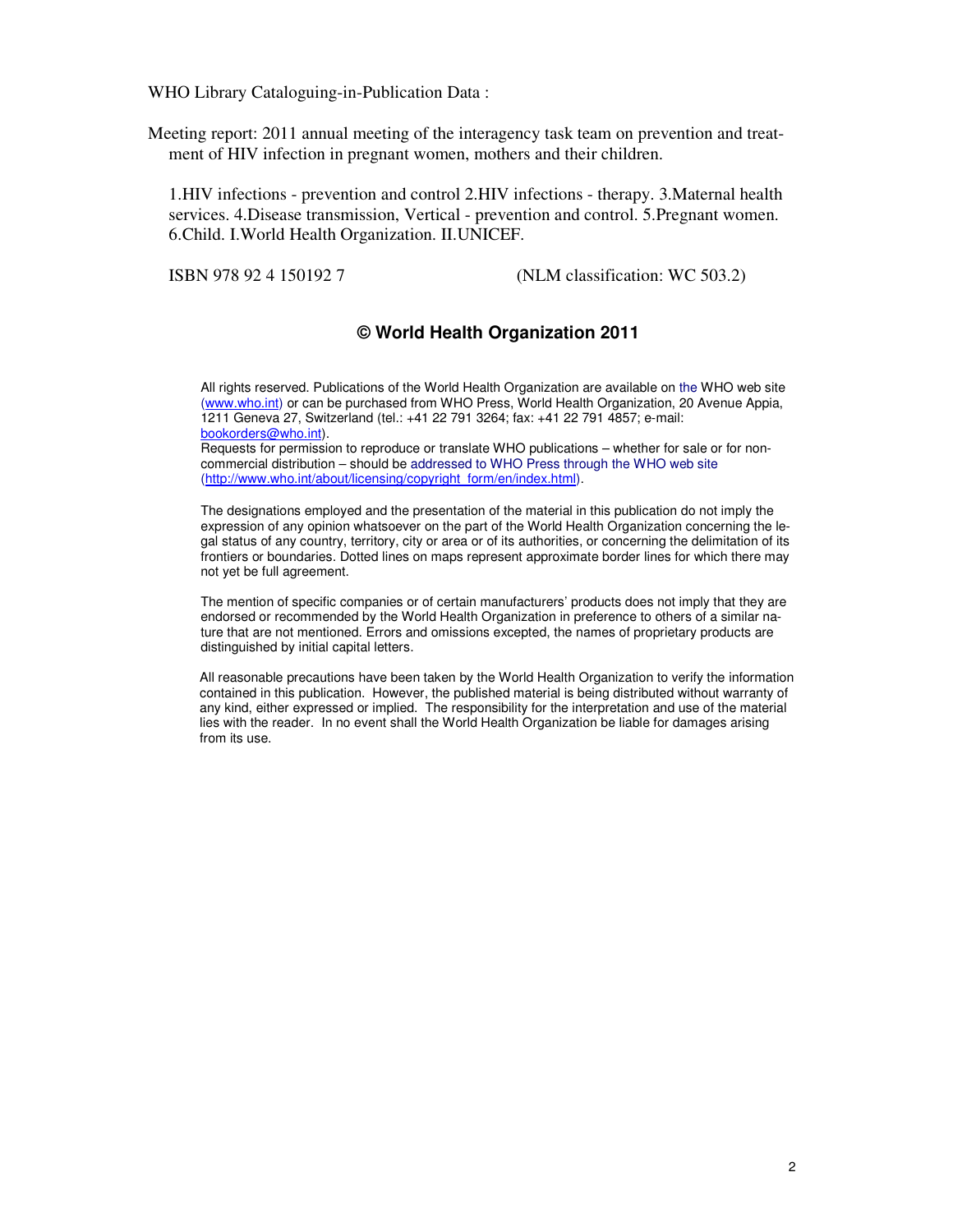WHO Library Cataloguing-in-Publication Data :

Meeting report: 2011 annual meeting of the interagency task team on prevention and treatment of HIV infection in pregnant women, mothers and their children.

1.HIV infections - prevention and control 2.HIV infections - therapy. 3.Maternal health services. 4.Disease transmission, Vertical - prevention and control. 5.Pregnant women. 6.Child. I.World Health Organization. II.UNICEF.

ISBN 978 92 4 150192 7 (NLM classification: WC 503.2)

**© World Health Organization 2011**

All rights reserved. Publications of the World Health Organization are available on the WHO web site (www.who.int) or can be purchased from WHO Press, World Health Organization, 20 Avenue Appia, 1211 Geneva 27, Switzerland (tel.: +41 22 791 3264; fax: +41 22 791 4857; e-mail: bookorders@who.int).
Requests for permission to reproduce or translate WHO publications – whether for sale or for non-commercial distribution – should be addressed to WHO Press through the WHO web site (http://www.who.int/about/licensing/copyright_form/en/index.html).

The designations employed and the presentation of the material in this publication do not imply the expression of any opinion whatsoever on the part of the World Health Organization concerning the legal status of any country, territory, city or area or of its authorities, or concerning the delimitation of its frontiers or boundaries. Dotted lines on maps represent approximate border lines for which there may not yet be full agreement.

The mention of specific companies or of certain manufacturers' products does not imply that they are endorsed or recommended by the World Health Organization in preference to others of a similar nature that are not mentioned. Errors and omissions excepted, the names of proprietary products are distinguished by initial capital letters.

All reasonable precautions have been taken by the World Health Organization to verify the information contained in this publication. However, the published material is being distributed without warranty of any kind, either expressed or implied. The responsibility for the interpretation and use of the material lies with the reader. In no event shall the World Health Organization be liable for damages arising from its use.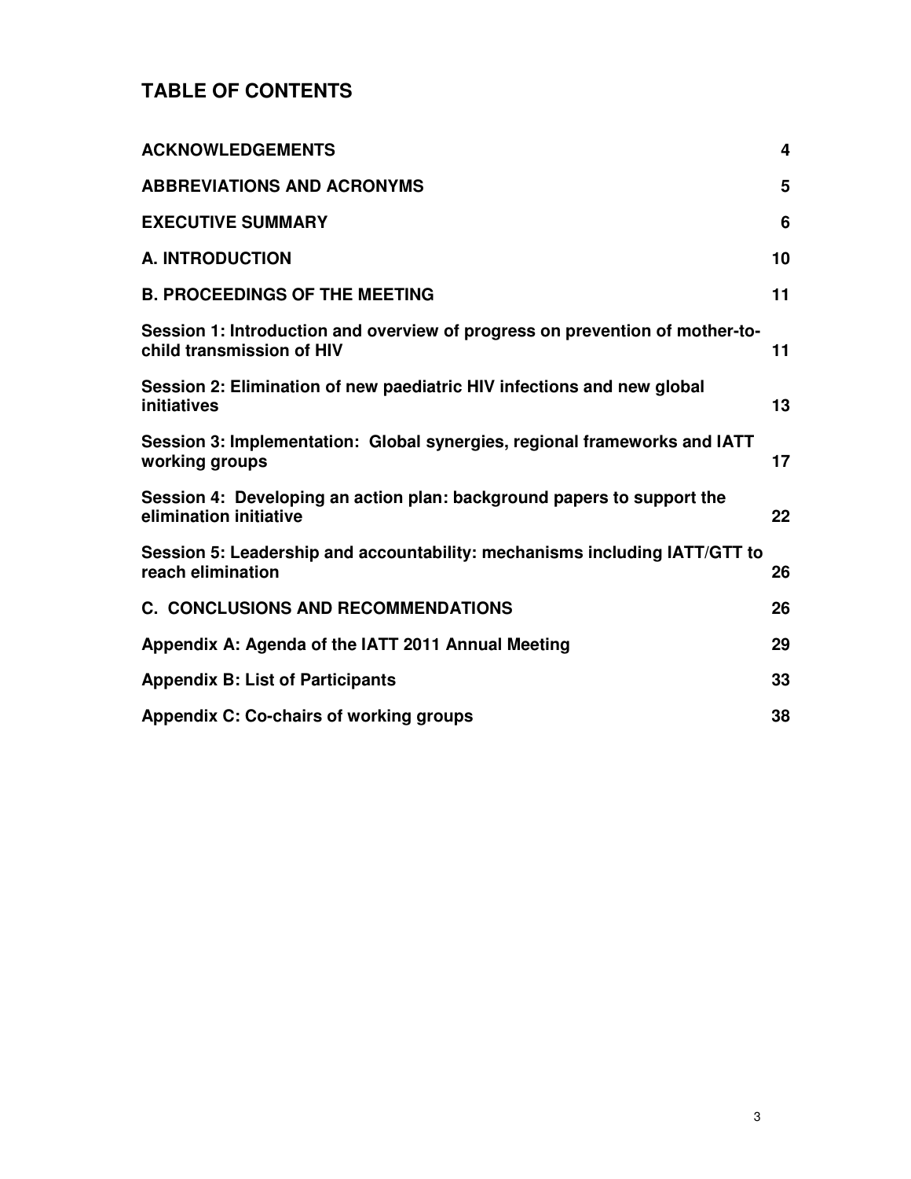# TABLE OF CONTENTS

| | |
|---|---|
| **ACKNOWLEDGEMENTS** | **4** |
| **ABBREVIATIONS AND ACRONYMS** | **5** |
| **EXECUTIVE SUMMARY** | **6** |
| **A. INTRODUCTION** | **10** |
| **B. PROCEEDINGS OF THE MEETING** | **11** |
| **Session 1: Introduction and overview of progress on prevention of mother-to-child transmission of HIV** | **11** |
| **Session 2: Elimination of new paediatric HIV infections and new global initiatives** | **13** |
| **Session 3: Implementation: Global synergies, regional frameworks and IATT working groups** | **17** |
| **Session 4: Developing an action plan: background papers to support the elimination initiative** | **22** |
| **Session 5: Leadership and accountability: mechanisms including IATT/GTT to reach elimination** | **26** |
| **C. CONCLUSIONS AND RECOMMENDATIONS** | **26** |
| **Appendix A: Agenda of the IATT 2011 Annual Meeting** | **29** |
| **Appendix B: List of Participants** | **33** |
| **Appendix C: Co-chairs of working groups** | **38** |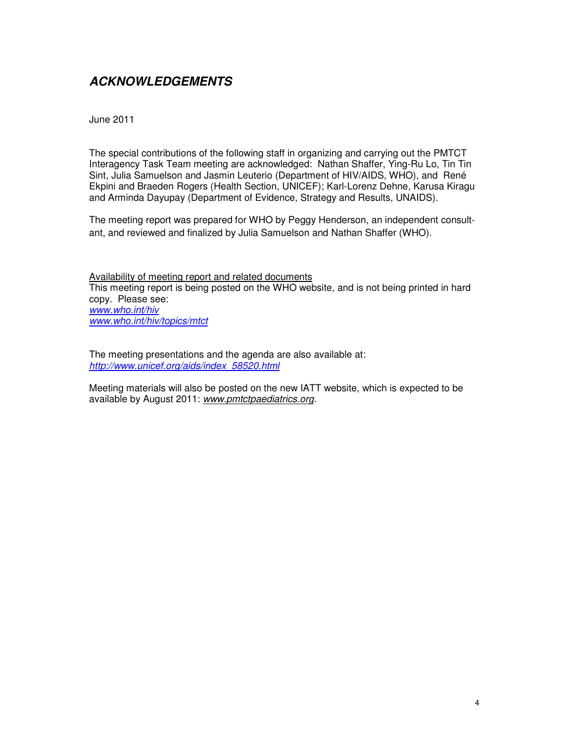## *ACKNOWLEDGEMENTS*

June 2011

The special contributions of the following staff in organizing and carrying out the PMTCT Interagency Task Team meeting are acknowledged: Nathan Shaffer, Ying-Ru Lo, Tin Tin Sint, Julia Samuelson and Jasmin Leuterio (Department of HIV/AIDS, WHO), and René Ekpini and Braeden Rogers (Health Section, UNICEF); Karl-Lorenz Dehne, Karusa Kiragu and Arminda Dayupay (Department of Evidence, Strategy and Results, UNAIDS).

The meeting report was prepared for WHO by Peggy Henderson, an independent consultant, and reviewed and finalized by Julia Samuelson and Nathan Shaffer (WHO).

Availability of meeting report and related documents
This meeting report is being posted on the WHO website, and is not being printed in hard copy. Please see:
*www.who.int/hiv*
*www.who.int/hiv/topics/mtct*

The meeting presentations and the agenda are also available at:
*http://www.unicef.org/aids/index_58520.html*

Meeting materials will also be posted on the new IATT website, which is expected to be available by August 2011: *www.pmtctpaediatrics.org*.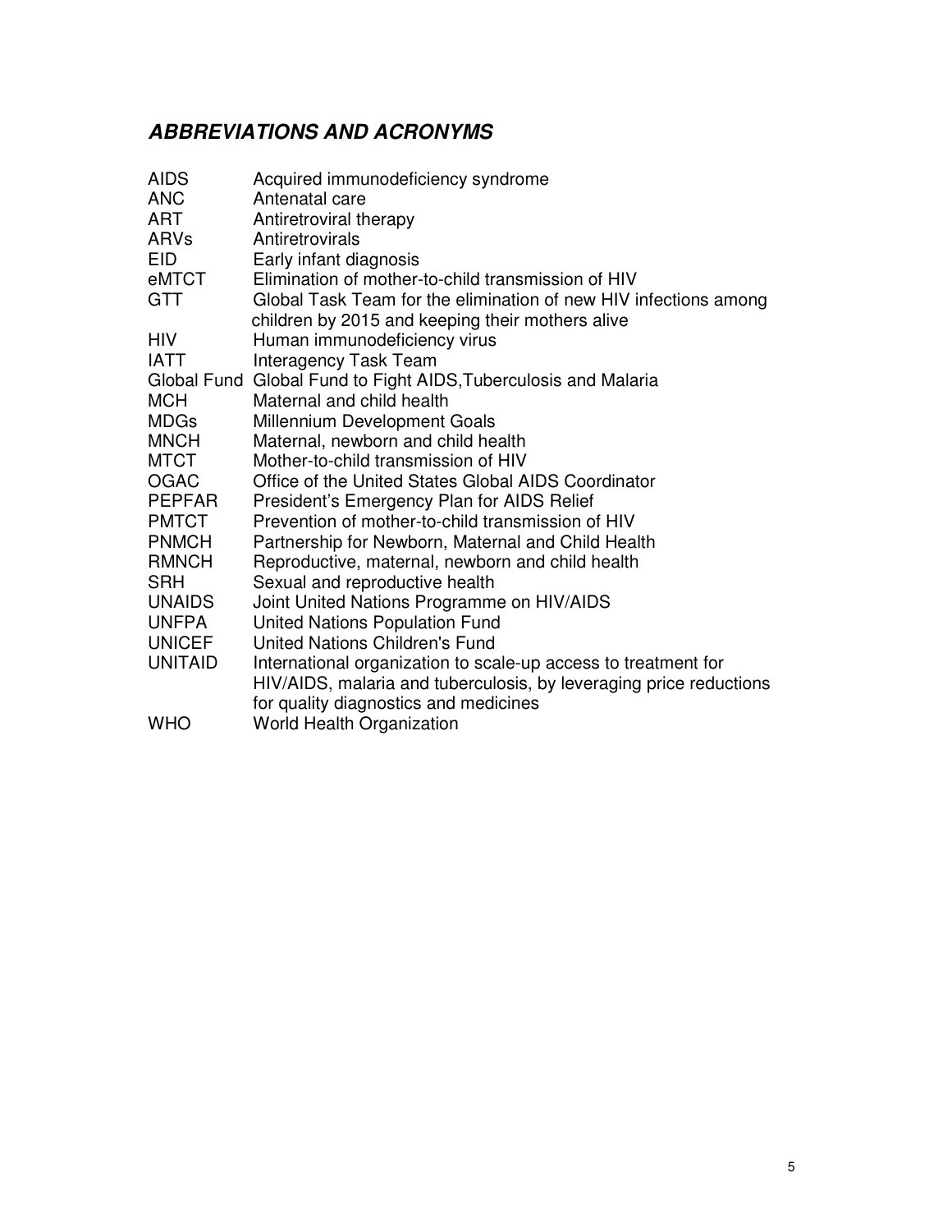## ***ABBREVIATIONS AND ACRONYMS***

| | |
|---|---|
| AIDS | Acquired immunodeficiency syndrome |
| ANC | Antenatal care |
| ART | Antiretroviral therapy |
| ARVs | Antiretrovirals |
| EID | Early infant diagnosis |
| eMTCT | Elimination of mother-to-child transmission of HIV |
| GTT | Global Task Team for the elimination of new HIV infections among children by 2015 and keeping their mothers alive |
| HIV | Human immunodeficiency virus |
| IATT | Interagency Task Team |
| Global Fund | Global Fund to Fight AIDS,Tuberculosis and Malaria |
| MCH | Maternal and child health |
| MDGs | Millennium Development Goals |
| MNCH | Maternal, newborn and child health |
| MTCT | Mother-to-child transmission of HIV |
| OGAC | Office of the United States Global AIDS Coordinator |
| PEPFAR | President's Emergency Plan for AIDS Relief |
| PMTCT | Prevention of mother-to-child transmission of HIV |
| PNMCH | Partnership for Newborn, Maternal and Child Health |
| RMNCH | Reproductive, maternal, newborn and child health |
| SRH | Sexual and reproductive health |
| UNAIDS | Joint United Nations Programme on HIV/AIDS |
| UNFPA | United Nations Population Fund |
| UNICEF | United Nations Children's Fund |
| UNITAID | International organization to scale-up access to treatment for HIV/AIDS, malaria and tuberculosis, by leveraging price reductions for quality diagnostics and medicines |
| WHO | World Health Organization |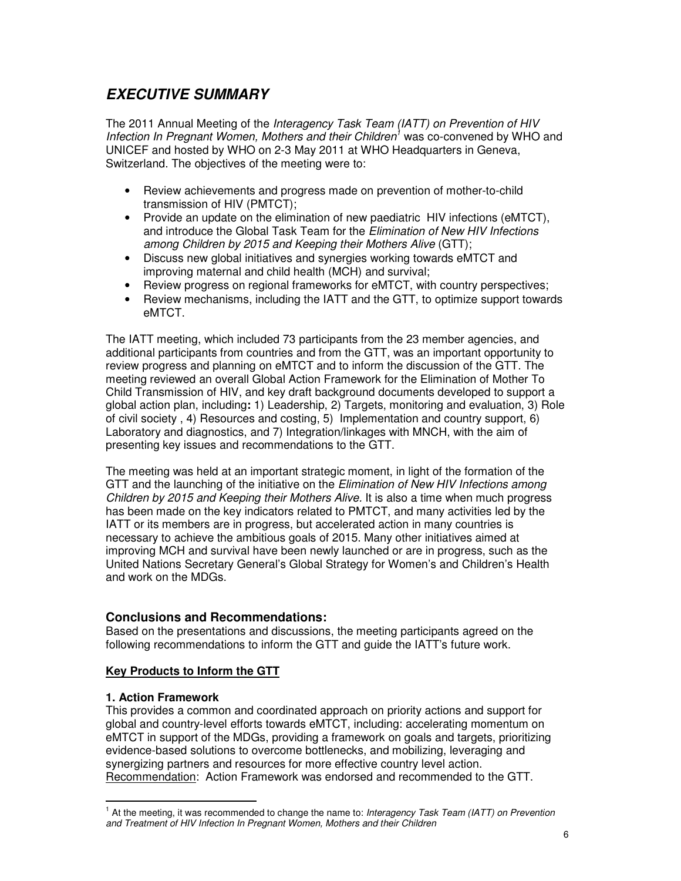# ***EXECUTIVE SUMMARY***

The 2011 Annual Meeting of the *Interagency Task Team (IATT) on Prevention of HIV Infection In Pregnant Women, Mothers and their Children*[1] was co-convened by WHO and UNICEF and hosted by WHO on 2-3 May 2011 at WHO Headquarters in Geneva, Switzerland. The objectives of the meeting were to:

- Review achievements and progress made on prevention of mother-to-child transmission of HIV (PMTCT);
- Provide an update on the elimination of new paediatric HIV infections (eMTCT), and introduce the Global Task Team for the *Elimination of New HIV Infections among Children by 2015 and Keeping their Mothers Alive* (GTT);
- Discuss new global initiatives and synergies working towards eMTCT and improving maternal and child health (MCH) and survival;
- Review progress on regional frameworks for eMTCT, with country perspectives;
- Review mechanisms, including the IATT and the GTT, to optimize support towards eMTCT.

The IATT meeting, which included 73 participants from the 23 member agencies, and additional participants from countries and from the GTT, was an important opportunity to review progress and planning on eMTCT and to inform the discussion of the GTT. The meeting reviewed an overall Global Action Framework for the Elimination of Mother To Child Transmission of HIV, and key draft background documents developed to support a global action plan, including**:** 1) Leadership, 2) Targets, monitoring and evaluation, 3) Role of civil society , 4) Resources and costing, 5) Implementation and country support, 6) Laboratory and diagnostics, and 7) Integration/linkages with MNCH, with the aim of presenting key issues and recommendations to the GTT.

The meeting was held at an important strategic moment, in light of the formation of the GTT and the launching of the initiative on the *Elimination of New HIV Infections among Children by 2015 and Keeping their Mothers Alive.* It is also a time when much progress has been made on the key indicators related to PMTCT, and many activities led by the IATT or its members are in progress, but accelerated action in many countries is necessary to achieve the ambitious goals of 2015. Many other initiatives aimed at improving MCH and survival have been newly launched or are in progress, such as the United Nations Secretary General's Global Strategy for Women's and Children's Health and work on the MDGs.

## **Conclusions and Recommendations:**

Based on the presentations and discussions, the meeting participants agreed on the following recommendations to inform the GTT and guide the IATT's future work.

### **Key Products to Inform the GTT**

**1. Action Framework**

This provides a common and coordinated approach on priority actions and support for global and country-level efforts towards eMTCT, including: accelerating momentum on eMTCT in support of the MDGs, providing a framework on goals and targets, prioritizing evidence-based solutions to overcome bottlenecks, and mobilizing, leveraging and synergizing partners and resources for more effective country level action.
Recommendation: Action Framework was endorsed and recommended to the GTT.

[1] At the meeting, it was recommended to change the name to: *Interagency Task Team (IATT) on Prevention and Treatment of HIV Infection In Pregnant Women, Mothers and their Children*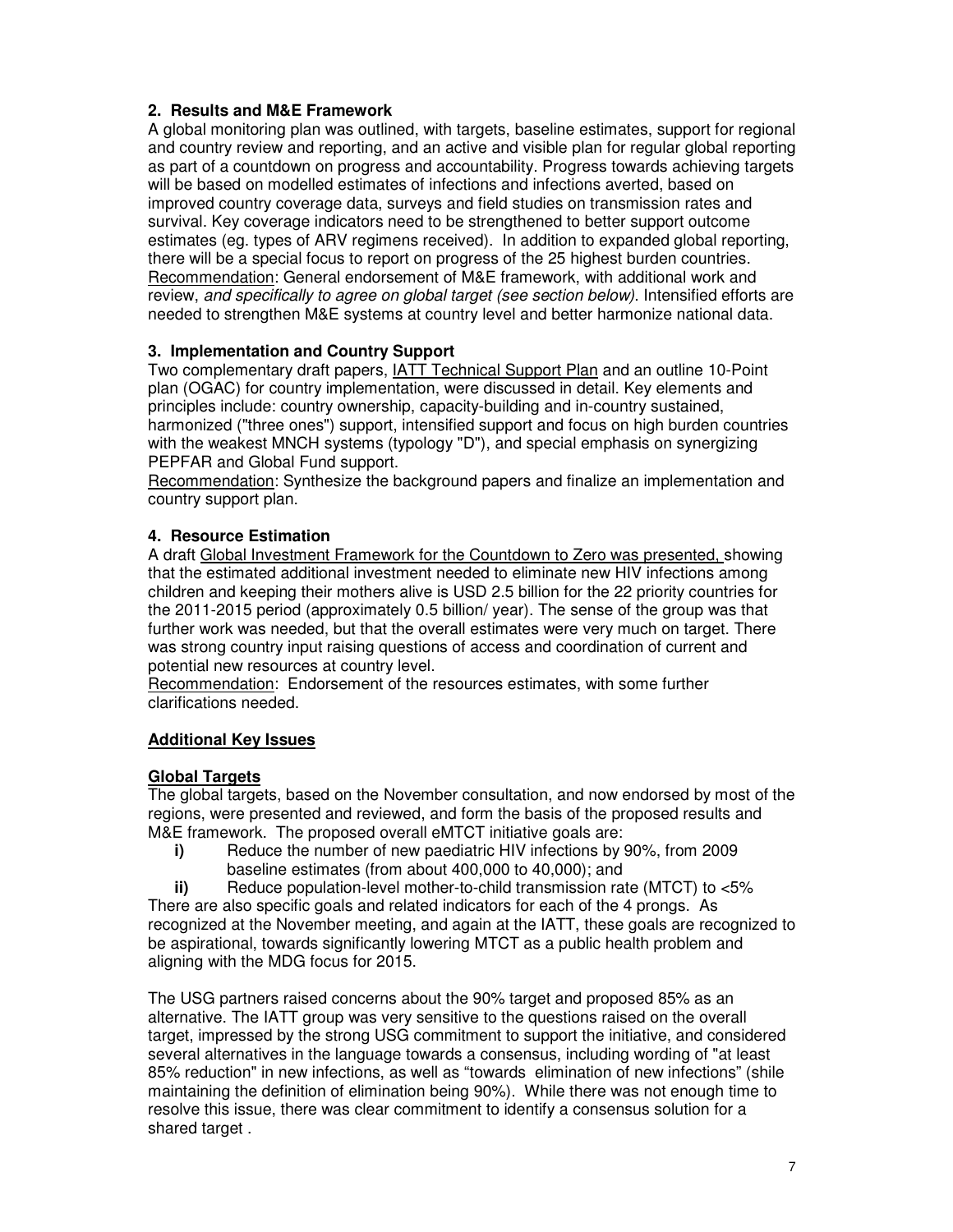### 2. Results and M&E Framework

A global monitoring plan was outlined, with targets, baseline estimates, support for regional and country review and reporting, and an active and visible plan for regular global reporting as part of a countdown on progress and accountability. Progress towards achieving targets will be based on modelled estimates of infections and infections averted, based on improved country coverage data, surveys and field studies on transmission rates and survival. Key coverage indicators need to be strengthened to better support outcome estimates (eg. types of ARV regimens received). In addition to expanded global reporting, there will be a special focus to report on progress of the 25 highest burden countries.

Recommendation: General endorsement of M&E framework, with additional work and review, *and specifically to agree on global target (see section below)*. Intensified efforts are needed to strengthen M&E systems at country level and better harmonize national data.

### 3. Implementation and Country Support

Two complementary draft papers, IATT Technical Support Plan and an outline 10-Point plan (OGAC) for country implementation, were discussed in detail. Key elements and principles include: country ownership, capacity-building and in-country sustained, harmonized ("three ones") support, intensified support and focus on high burden countries with the weakest MNCH systems (typology "D"), and special emphasis on synergizing PEPFAR and Global Fund support.

Recommendation: Synthesize the background papers and finalize an implementation and country support plan.

### 4. Resource Estimation

A draft Global Investment Framework for the Countdown to Zero was presented, showing that the estimated additional investment needed to eliminate new HIV infections among children and keeping their mothers alive is USD 2.5 billion for the 22 priority countries for the 2011-2015 period (approximately 0.5 billion/ year). The sense of the group was that further work was needed, but that the overall estimates were very much on target. There was strong country input raising questions of access and coordination of current and potential new resources at country level.

Recommendation: Endorsement of the resources estimates, with some further clarifications needed.

### Additional Key Issues

#### Global Targets

The global targets, based on the November consultation, and now endorsed by most of the regions, were presented and reviewed, and form the basis of the proposed results and M&E framework. The proposed overall eMTCT initiative goals are:

- **i)** Reduce the number of new paediatric HIV infections by 90%, from 2009 baseline estimates (from about 400,000 to 40,000); and
- **ii)** Reduce population-level mother-to-child transmission rate (MTCT) to <5%

There are also specific goals and related indicators for each of the 4 prongs. As recognized at the November meeting, and again at the IATT, these goals are recognized to be aspirational, towards significantly lowering MTCT as a public health problem and aligning with the MDG focus for 2015.

The USG partners raised concerns about the 90% target and proposed 85% as an alternative. The IATT group was very sensitive to the questions raised on the overall target, impressed by the strong USG commitment to support the initiative, and considered several alternatives in the language towards a consensus, including wording of "at least 85% reduction" in new infections, as well as "towards elimination of new infections" (shile maintaining the definition of elimination being 90%). While there was not enough time to resolve this issue, there was clear commitment to identify a consensus solution for a shared target .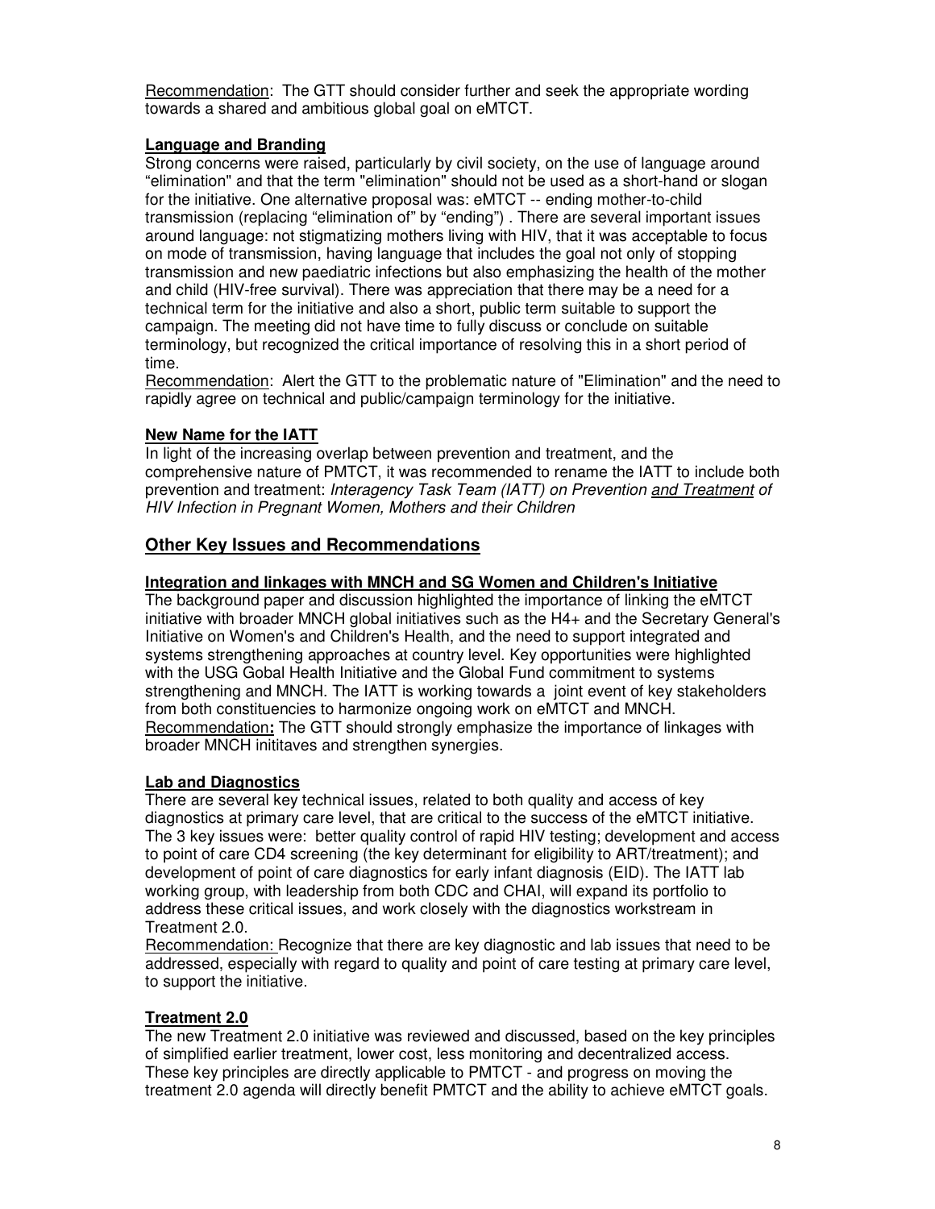Recommendation: The GTT should consider further and seek the appropriate wording towards a shared and ambitious global goal on eMTCT.

**Language and Branding**

Strong concerns were raised, particularly by civil society, on the use of language around "elimination" and that the term "elimination" should not be used as a short-hand or slogan for the initiative. One alternative proposal was: eMTCT -- ending mother-to-child transmission (replacing "elimination of" by "ending") . There are several important issues around language: not stigmatizing mothers living with HIV, that it was acceptable to focus on mode of transmission, having language that includes the goal not only of stopping transmission and new paediatric infections but also emphasizing the health of the mother and child (HIV-free survival). There was appreciation that there may be a need for a technical term for the initiative and also a short, public term suitable to support the campaign. The meeting did not have time to fully discuss or conclude on suitable terminology, but recognized the critical importance of resolving this in a short period of time.

Recommendation: Alert the GTT to the problematic nature of "Elimination" and the need to rapidly agree on technical and public/campaign terminology for the initiative.

**New Name for the IATT**

In light of the increasing overlap between prevention and treatment, and the comprehensive nature of PMTCT, it was recommended to rename the IATT to include both prevention and treatment: *Interagency Task Team (IATT) on Prevention and Treatment of HIV Infection in Pregnant Women, Mothers and their Children*

## Other Key Issues and Recommendations

**Integration and linkages with MNCH and SG Women and Children's Initiative**

The background paper and discussion highlighted the importance of linking the eMTCT initiative with broader MNCH global initiatives such as the H4+ and the Secretary General's Initiative on Women's and Children's Health, and the need to support integrated and systems strengthening approaches at country level. Key opportunities were highlighted with the USG Gobal Health Initiative and the Global Fund commitment to systems strengthening and MNCH. The IATT is working towards a joint event of key stakeholders from both constituencies to harmonize ongoing work on eMTCT and MNCH.

Recommendation**:** The GTT should strongly emphasize the importance of linkages with broader MNCH inititaves and strengthen synergies.

**Lab and Diagnostics**

There are several key technical issues, related to both quality and access of key diagnostics at primary care level, that are critical to the success of the eMTCT initiative. The 3 key issues were: better quality control of rapid HIV testing; development and access to point of care CD4 screening (the key determinant for eligibility to ART/treatment); and development of point of care diagnostics for early infant diagnosis (EID). The IATT lab working group, with leadership from both CDC and CHAI, will expand its portfolio to address these critical issues, and work closely with the diagnostics workstream in Treatment 2.0.

Recommendation: Recognize that there are key diagnostic and lab issues that need to be addressed, especially with regard to quality and point of care testing at primary care level, to support the initiative.

**Treatment 2.0**

The new Treatment 2.0 initiative was reviewed and discussed, based on the key principles of simplified earlier treatment, lower cost, less monitoring and decentralized access. These key principles are directly applicable to PMTCT - and progress on moving the treatment 2.0 agenda will directly benefit PMTCT and the ability to achieve eMTCT goals.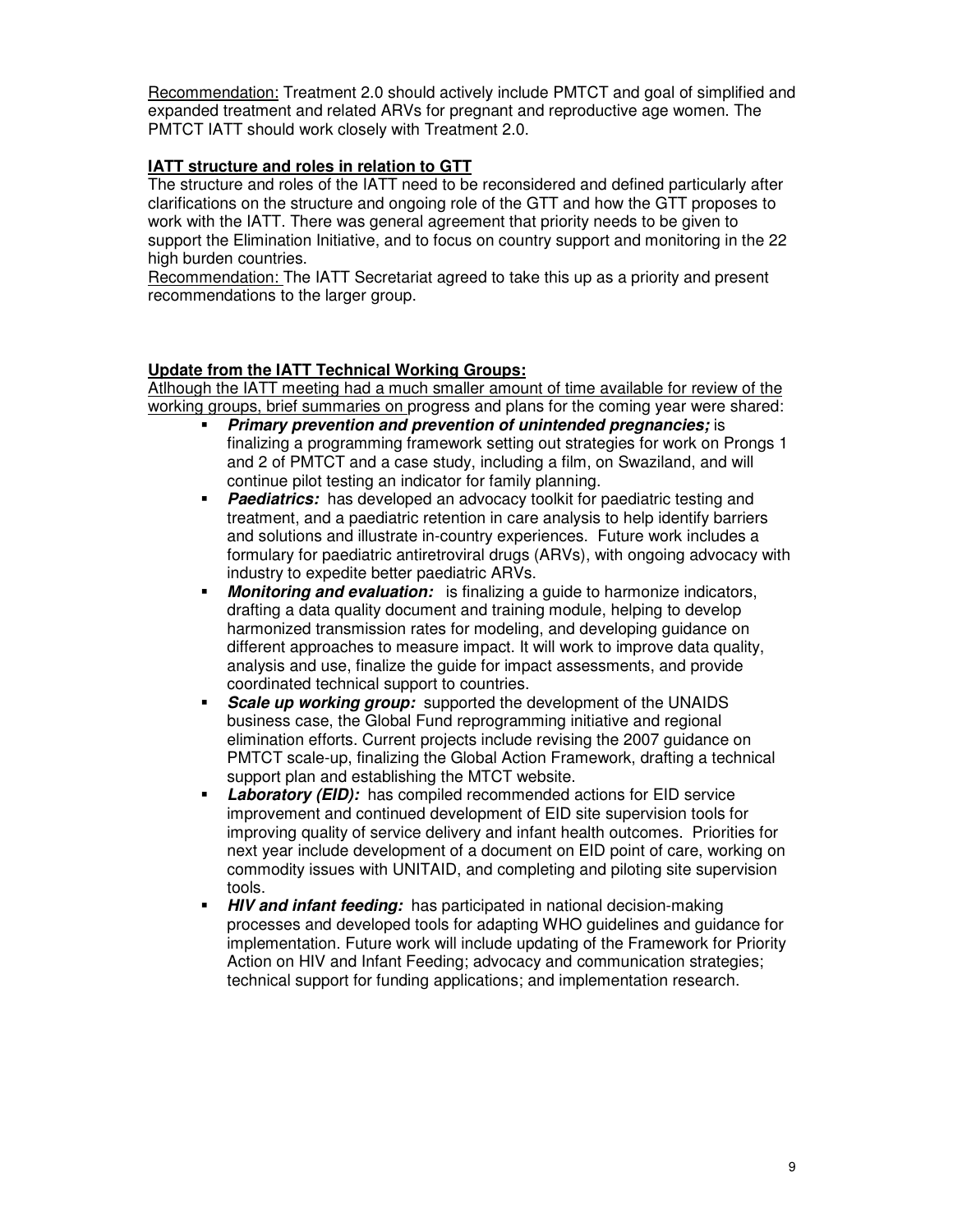Recommendation: Treatment 2.0 should actively include PMTCT and goal of simplified and expanded treatment and related ARVs for pregnant and reproductive age women. The PMTCT IATT should work closely with Treatment 2.0.

**IATT structure and roles in relation to GTT**

The structure and roles of the IATT need to be reconsidered and defined particularly after clarifications on the structure and ongoing role of the GTT and how the GTT proposes to work with the IATT. There was general agreement that priority needs to be given to support the Elimination Initiative, and to focus on country support and monitoring in the 22 high burden countries.

Recommendation: The IATT Secretariat agreed to take this up as a priority and present recommendations to the larger group.

**Update from the IATT Technical Working Groups:**

Atlhough the IATT meeting had a much smaller amount of time available for review of the working groups, brief summaries on progress and plans for the coming year were shared:

- ***Primary prevention and prevention of unintended pregnancies;*** is finalizing a programming framework setting out strategies for work on Prongs 1 and 2 of PMTCT and a case study, including a film, on Swaziland, and will continue pilot testing an indicator for family planning.
- ***Paediatrics:*** has developed an advocacy toolkit for paediatric testing and treatment, and a paediatric retention in care analysis to help identify barriers and solutions and illustrate in-country experiences. Future work includes a formulary for paediatric antiretroviral drugs (ARVs), with ongoing advocacy with industry to expedite better paediatric ARVs.
- ***Monitoring and evaluation:*** is finalizing a guide to harmonize indicators, drafting a data quality document and training module, helping to develop harmonized transmission rates for modeling, and developing guidance on different approaches to measure impact. It will work to improve data quality, analysis and use, finalize the guide for impact assessments, and provide coordinated technical support to countries.
- ***Scale up working group:*** supported the development of the UNAIDS business case, the Global Fund reprogramming initiative and regional elimination efforts. Current projects include revising the 2007 guidance on PMTCT scale-up, finalizing the Global Action Framework, drafting a technical support plan and establishing the MTCT website.
- ***Laboratory (EID):*** has compiled recommended actions for EID service improvement and continued development of EID site supervision tools for improving quality of service delivery and infant health outcomes. Priorities for next year include development of a document on EID point of care, working on commodity issues with UNITAID, and completing and piloting site supervision tools.
- ***HIV and infant feeding:*** has participated in national decision-making processes and developed tools for adapting WHO guidelines and guidance for implementation. Future work will include updating of the Framework for Priority Action on HIV and Infant Feeding; advocacy and communication strategies; technical support for funding applications; and implementation research.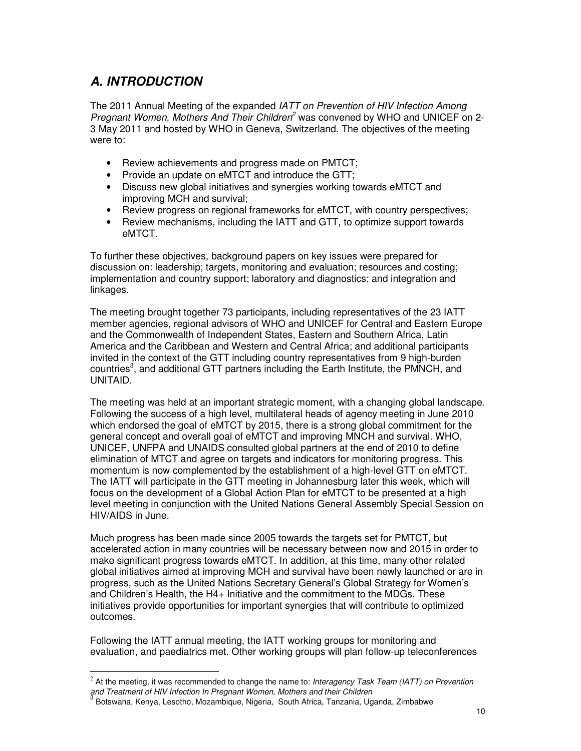## *A. INTRODUCTION*

The 2011 Annual Meeting of the expanded *IATT on Prevention of HIV Infection Among Pregnant Women, Mothers And Their Children*[2] was convened by WHO and UNICEF on 2-3 May 2011 and hosted by WHO in Geneva, Switzerland. The objectives of the meeting were to:

- Review achievements and progress made on PMTCT;
- Provide an update on eMTCT and introduce the GTT;
- Discuss new global initiatives and synergies working towards eMTCT and improving MCH and survival;
- Review progress on regional frameworks for eMTCT, with country perspectives;
- Review mechanisms, including the IATT and GTT, to optimize support towards eMTCT.

To further these objectives, background papers on key issues were prepared for discussion on: leadership; targets, monitoring and evaluation; resources and costing; implementation and country support; laboratory and diagnostics; and integration and linkages.

The meeting brought together 73 participants, including representatives of the 23 IATT member agencies, regional advisors of WHO and UNICEF for Central and Eastern Europe and the Commonwealth of Independent States, Eastern and Southern Africa, Latin America and the Caribbean and Western and Central Africa; and additional participants invited in the context of the GTT including country representatives from 9 high-burden countries[3], and additional GTT partners including the Earth Institute, the PMNCH, and UNITAID.

The meeting was held at an important strategic moment, with a changing global landscape. Following the success of a high level, multilateral heads of agency meeting in June 2010 which endorsed the goal of eMTCT by 2015, there is a strong global commitment for the general concept and overall goal of eMTCT and improving MNCH and survival. WHO, UNICEF, UNFPA and UNAIDS consulted global partners at the end of 2010 to define elimination of MTCT and agree on targets and indicators for monitoring progress. This momentum is now complemented by the establishment of a high-level GTT on eMTCT. The IATT will participate in the GTT meeting in Johannesburg later this week, which will focus on the development of a Global Action Plan for eMTCT to be presented at a high level meeting in conjunction with the United Nations General Assembly Special Session on HIV/AIDS in June.

Much progress has been made since 2005 towards the targets set for PMTCT, but accelerated action in many countries will be necessary between now and 2015 in order to make significant progress towards eMTCT. In addition, at this time, many other related global initiatives aimed at improving MCH and survival have been newly launched or are in progress, such as the United Nations Secretary General's Global Strategy for Women's and Children's Health, the H4+ Initiative and the commitment to the MDGs. These initiatives provide opportunities for important synergies that will contribute to optimized outcomes.

Following the IATT annual meeting, the IATT working groups for monitoring and evaluation, and paediatrics met. Other working groups will plan follow-up teleconferences

---

[2] At the meeting, it was recommended to change the name to: *Interagency Task Team (IATT) on Prevention and Treatment of HIV Infection In Pregnant Women, Mothers and their Children*

[3] Botswana, Kenya, Lesotho, Mozambique, Nigeria, South Africa, Tanzania, Uganda, Zimbabwe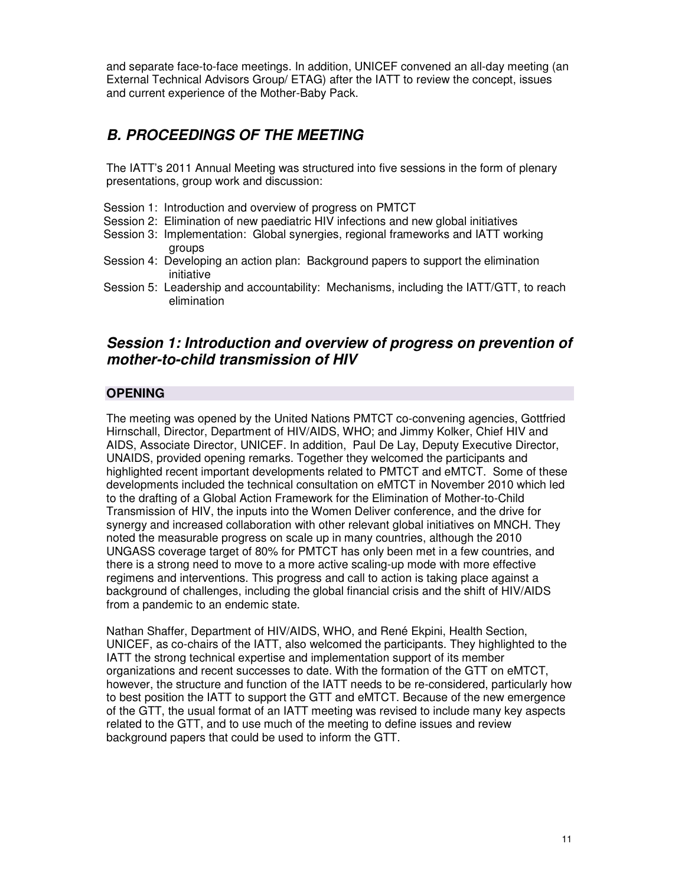and separate face-to-face meetings. In addition, UNICEF convened an all-day meeting (an External Technical Advisors Group/ ETAG) after the IATT to review the concept, issues and current experience of the Mother-Baby Pack.

## *B. PROCEEDINGS OF THE MEETING*

The IATT's 2011 Annual Meeting was structured into five sessions in the form of plenary presentations, group work and discussion:

- Session 1: Introduction and overview of progress on PMTCT
- Session 2: Elimination of new paediatric HIV infections and new global initiatives
- Session 3: Implementation: Global synergies, regional frameworks and IATT working groups
- Session 4: Developing an action plan: Background papers to support the elimination initiative
- Session 5: Leadership and accountability: Mechanisms, including the IATT/GTT, to reach elimination

### *Session 1: Introduction and overview of progress on prevention of mother-to-child transmission of HIV*

#### OPENING

The meeting was opened by the United Nations PMTCT co-convening agencies, Gottfried Hirnschall, Director, Department of HIV/AIDS, WHO; and Jimmy Kolker, Chief HIV and AIDS, Associate Director, UNICEF. In addition, Paul De Lay, Deputy Executive Director, UNAIDS, provided opening remarks. Together they welcomed the participants and highlighted recent important developments related to PMTCT and eMTCT. Some of these developments included the technical consultation on eMTCT in November 2010 which led to the drafting of a Global Action Framework for the Elimination of Mother-to-Child Transmission of HIV, the inputs into the Women Deliver conference, and the drive for synergy and increased collaboration with other relevant global initiatives on MNCH. They noted the measurable progress on scale up in many countries, although the 2010 UNGASS coverage target of 80% for PMTCT has only been met in a few countries, and there is a strong need to move to a more active scaling-up mode with more effective regimens and interventions. This progress and call to action is taking place against a background of challenges, including the global financial crisis and the shift of HIV/AIDS from a pandemic to an endemic state.

Nathan Shaffer, Department of HIV/AIDS, WHO, and René Ekpini, Health Section, UNICEF, as co-chairs of the IATT, also welcomed the participants. They highlighted to the IATT the strong technical expertise and implementation support of its member organizations and recent successes to date. With the formation of the GTT on eMTCT, however, the structure and function of the IATT needs to be re-considered, particularly how to best position the IATT to support the GTT and eMTCT. Because of the new emergence of the GTT, the usual format of an IATT meeting was revised to include many key aspects related to the GTT, and to use much of the meeting to define issues and review background papers that could be used to inform the GTT.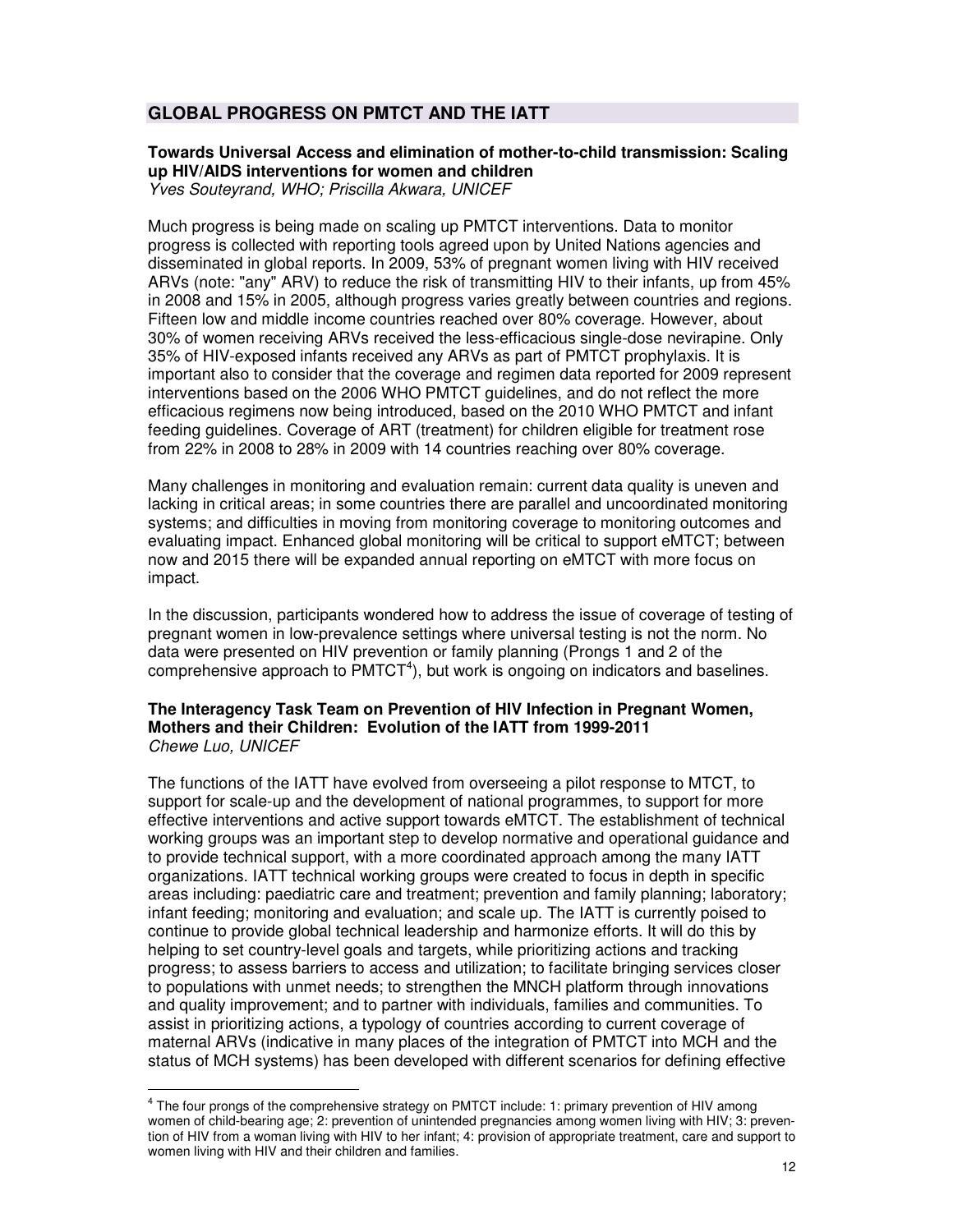## GLOBAL PROGRESS ON PMTCT AND THE IATT

### Towards Universal Access and elimination of mother-to-child transmission: Scaling up HIV/AIDS interventions for women and children

*Yves Souteyrand, WHO; Priscilla Akwara, UNICEF*

Much progress is being made on scaling up PMTCT interventions. Data to monitor progress is collected with reporting tools agreed upon by United Nations agencies and disseminated in global reports. In 2009, 53% of pregnant women living with HIV received ARVs (note: "any" ARV) to reduce the risk of transmitting HIV to their infants, up from 45% in 2008 and 15% in 2005, although progress varies greatly between countries and regions. Fifteen low and middle income countries reached over 80% coverage. However, about 30% of women receiving ARVs received the less-efficacious single-dose nevirapine. Only 35% of HIV-exposed infants received any ARVs as part of PMTCT prophylaxis. It is important also to consider that the coverage and regimen data reported for 2009 represent interventions based on the 2006 WHO PMTCT guidelines, and do not reflect the more efficacious regimens now being introduced, based on the 2010 WHO PMTCT and infant feeding guidelines. Coverage of ART (treatment) for children eligible for treatment rose from 22% in 2008 to 28% in 2009 with 14 countries reaching over 80% coverage.

Many challenges in monitoring and evaluation remain: current data quality is uneven and lacking in critical areas; in some countries there are parallel and uncoordinated monitoring systems; and difficulties in moving from monitoring coverage to monitoring outcomes and evaluating impact. Enhanced global monitoring will be critical to support eMTCT; between now and 2015 there will be expanded annual reporting on eMTCT with more focus on impact.

In the discussion, participants wondered how to address the issue of coverage of testing of pregnant women in low-prevalence settings where universal testing is not the norm. No data were presented on HIV prevention or family planning (Prongs 1 and 2 of the comprehensive approach to PMTCT[4]), but work is ongoing on indicators and baselines.

### The Interagency Task Team on Prevention of HIV Infection in Pregnant Women, Mothers and their Children: Evolution of the IATT from 1999-2011

*Chewe Luo, UNICEF*

The functions of the IATT have evolved from overseeing a pilot response to MTCT, to support for scale-up and the development of national programmes, to support for more effective interventions and active support towards eMTCT. The establishment of technical working groups was an important step to develop normative and operational guidance and to provide technical support, with a more coordinated approach among the many IATT organizations. IATT technical working groups were created to focus in depth in specific areas including: paediatric care and treatment; prevention and family planning; laboratory; infant feeding; monitoring and evaluation; and scale up. The IATT is currently poised to continue to provide global technical leadership and harmonize efforts. It will do this by helping to set country-level goals and targets, while prioritizing actions and tracking progress; to assess barriers to access and utilization; to facilitate bringing services closer to populations with unmet needs; to strengthen the MNCH platform through innovations and quality improvement; and to partner with individuals, families and communities. To assist in prioritizing actions, a typology of countries according to current coverage of maternal ARVs (indicative in many places of the integration of PMTCT into MCH and the status of MCH systems) has been developed with different scenarios for defining effective

---

[4] The four prongs of the comprehensive strategy on PMTCT include: 1: primary prevention of HIV among women of child-bearing age; 2: prevention of unintended pregnancies among women living with HIV; 3: prevention of HIV from a woman living with HIV to her infant; 4: provision of appropriate treatment, care and support to women living with HIV and their children and families.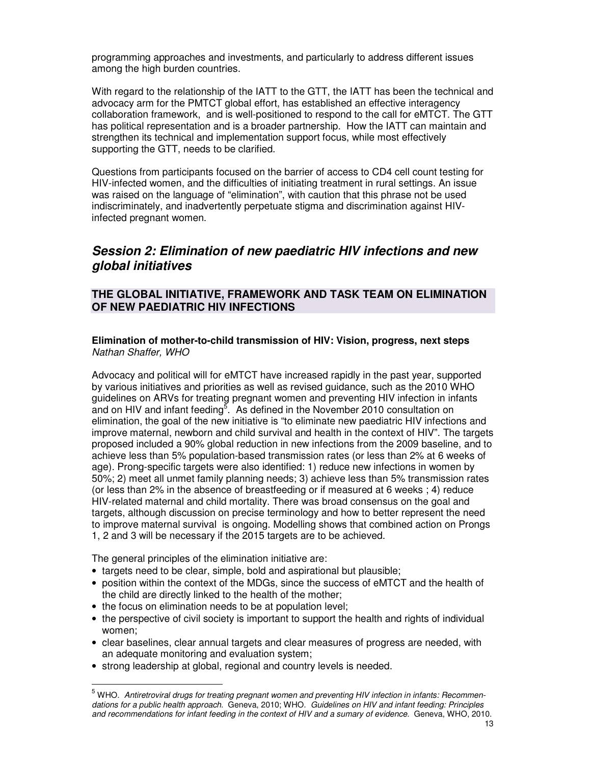programming approaches and investments, and particularly to address different issues among the high burden countries.

With regard to the relationship of the IATT to the GTT, the IATT has been the technical and advocacy arm for the PMTCT global effort, has established an effective interagency collaboration framework, and is well-positioned to respond to the call for eMTCT. The GTT has political representation and is a broader partnership. How the IATT can maintain and strengthen its technical and implementation support focus, while most effectively supporting the GTT, needs to be clarified.

Questions from participants focused on the barrier of access to CD4 cell count testing for HIV-infected women, and the difficulties of initiating treatment in rural settings. An issue was raised on the language of "elimination", with caution that this phrase not be used indiscriminately, and inadvertently perpetuate stigma and discrimination against HIV-infected pregnant women.

## *Session 2: Elimination of new paediatric HIV infections and new global initiatives*

### THE GLOBAL INITIATIVE, FRAMEWORK AND TASK TEAM ON ELIMINATION OF NEW PAEDIATRIC HIV INFECTIONS

**Elimination of mother-to-child transmission of HIV: Vision, progress, next steps**
*Nathan Shaffer, WHO*

Advocacy and political will for eMTCT have increased rapidly in the past year, supported by various initiatives and priorities as well as revised guidance, such as the 2010 WHO guidelines on ARVs for treating pregnant women and preventing HIV infection in infants and on HIV and infant feeding[5]. As defined in the November 2010 consultation on elimination, the goal of the new initiative is "to eliminate new paediatric HIV infections and improve maternal, newborn and child survival and health in the context of HIV". The targets proposed included a 90% global reduction in new infections from the 2009 baseline, and to achieve less than 5% population-based transmission rates (or less than 2% at 6 weeks of age). Prong-specific targets were also identified: 1) reduce new infections in women by 50%; 2) meet all unmet family planning needs; 3) achieve less than 5% transmission rates (or less than 2% in the absence of breastfeeding or if measured at 6 weeks ; 4) reduce HIV-related maternal and child mortality. There was broad consensus on the goal and targets, although discussion on precise terminology and how to better represent the need to improve maternal survival is ongoing. Modelling shows that combined action on Prongs 1, 2 and 3 will be necessary if the 2015 targets are to be achieved.

The general principles of the elimination initiative are:

- targets need to be clear, simple, bold and aspirational but plausible;
- position within the context of the MDGs, since the success of eMTCT and the health of the child are directly linked to the health of the mother;
- the focus on elimination needs to be at population level;
- the perspective of civil society is important to support the health and rights of individual women;
- clear baselines, clear annual targets and clear measures of progress are needed, with an adequate monitoring and evaluation system;
- strong leadership at global, regional and country levels is needed.

---

[5] WHO. *Antiretroviral drugs for treating pregnant women and preventing HIV infection in infants: Recommendations for a public health approach.* Geneva, 2010; WHO. *Guidelines on HIV and infant feeding: Principles and recommendations for infant feeding in the context of HIV and a sumary of evidence.* Geneva, WHO, 2010.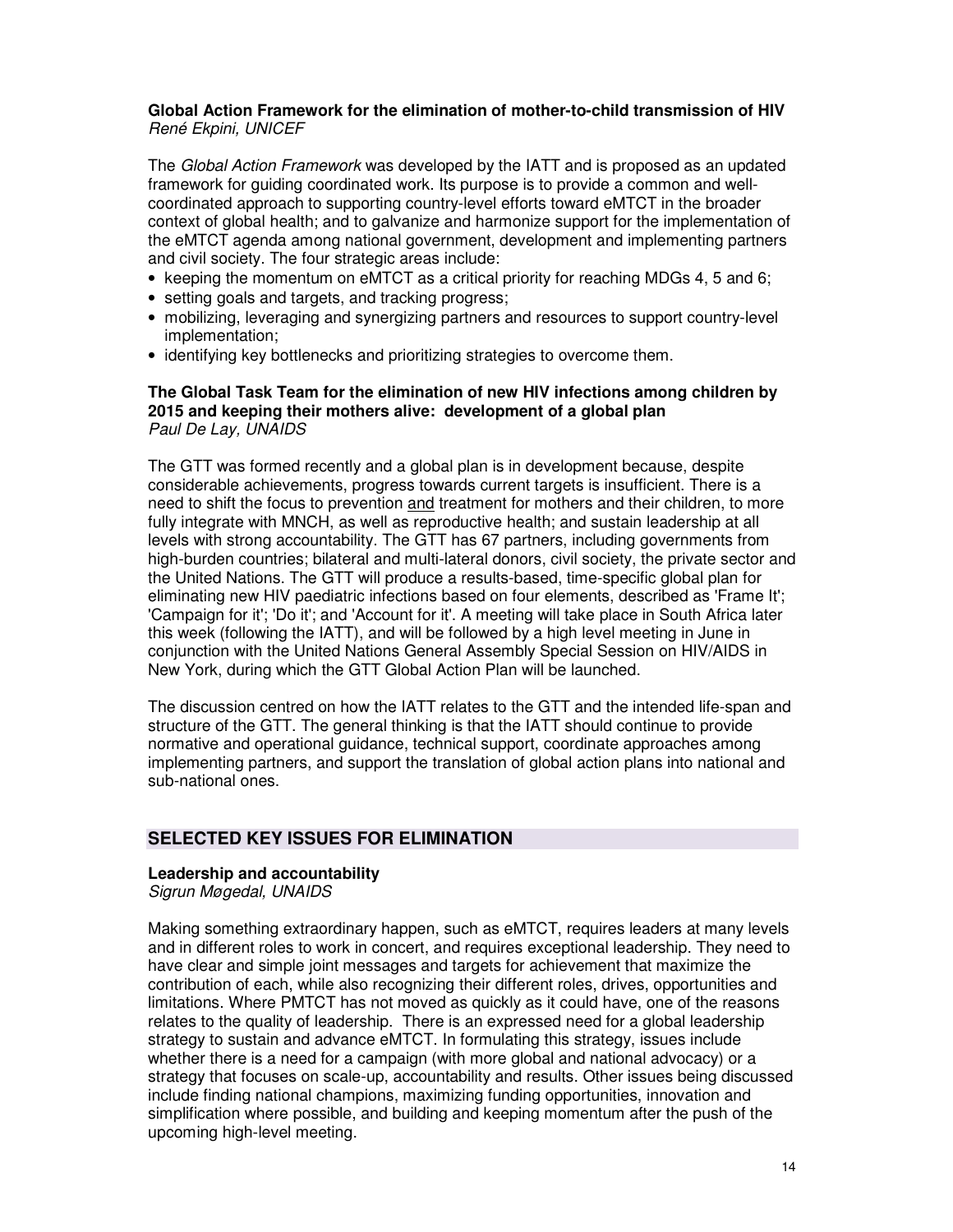**Global Action Framework for the elimination of mother-to-child transmission of HIV**
*René Ekpini, UNICEF*

The *Global Action Framework* was developed by the IATT and is proposed as an updated framework for guiding coordinated work. Its purpose is to provide a common and well-coordinated approach to supporting country-level efforts toward eMTCT in the broader context of global health; and to galvanize and harmonize support for the implementation of the eMTCT agenda among national government, development and implementing partners and civil society. The four strategic areas include:

- keeping the momentum on eMTCT as a critical priority for reaching MDGs 4, 5 and 6;
- setting goals and targets, and tracking progress;
- mobilizing, leveraging and synergizing partners and resources to support country-level implementation;
- identifying key bottlenecks and prioritizing strategies to overcome them.

**The Global Task Team for the elimination of new HIV infections among children by 2015 and keeping their mothers alive: development of a global plan**
*Paul De Lay, UNAIDS*

The GTT was formed recently and a global plan is in development because, despite considerable achievements, progress towards current targets is insufficient. There is a need to shift the focus to prevention <u>and</u> treatment for mothers and their children, to more fully integrate with MNCH, as well as reproductive health; and sustain leadership at all levels with strong accountability. The GTT has 67 partners, including governments from high-burden countries; bilateral and multi-lateral donors, civil society, the private sector and the United Nations. The GTT will produce a results-based, time-specific global plan for eliminating new HIV paediatric infections based on four elements, described as 'Frame It'; 'Campaign for it'; 'Do it'; and 'Account for it'. A meeting will take place in South Africa later this week (following the IATT), and will be followed by a high level meeting in June in conjunction with the United Nations General Assembly Special Session on HIV/AIDS in New York, during which the GTT Global Action Plan will be launched.

The discussion centred on how the IATT relates to the GTT and the intended life-span and structure of the GTT. The general thinking is that the IATT should continue to provide normative and operational guidance, technical support, coordinate approaches among implementing partners, and support the translation of global action plans into national and sub-national ones.

## SELECTED KEY ISSUES FOR ELIMINATION

**Leadership and accountability**
*Sigrun Møgedal, UNAIDS*

Making something extraordinary happen, such as eMTCT, requires leaders at many levels and in different roles to work in concert, and requires exceptional leadership. They need to have clear and simple joint messages and targets for achievement that maximize the contribution of each, while also recognizing their different roles, drives, opportunities and limitations. Where PMTCT has not moved as quickly as it could have, one of the reasons relates to the quality of leadership. There is an expressed need for a global leadership strategy to sustain and advance eMTCT. In formulating this strategy, issues include whether there is a need for a campaign (with more global and national advocacy) or a strategy that focuses on scale-up, accountability and results. Other issues being discussed include finding national champions, maximizing funding opportunities, innovation and simplification where possible, and building and keeping momentum after the push of the upcoming high-level meeting.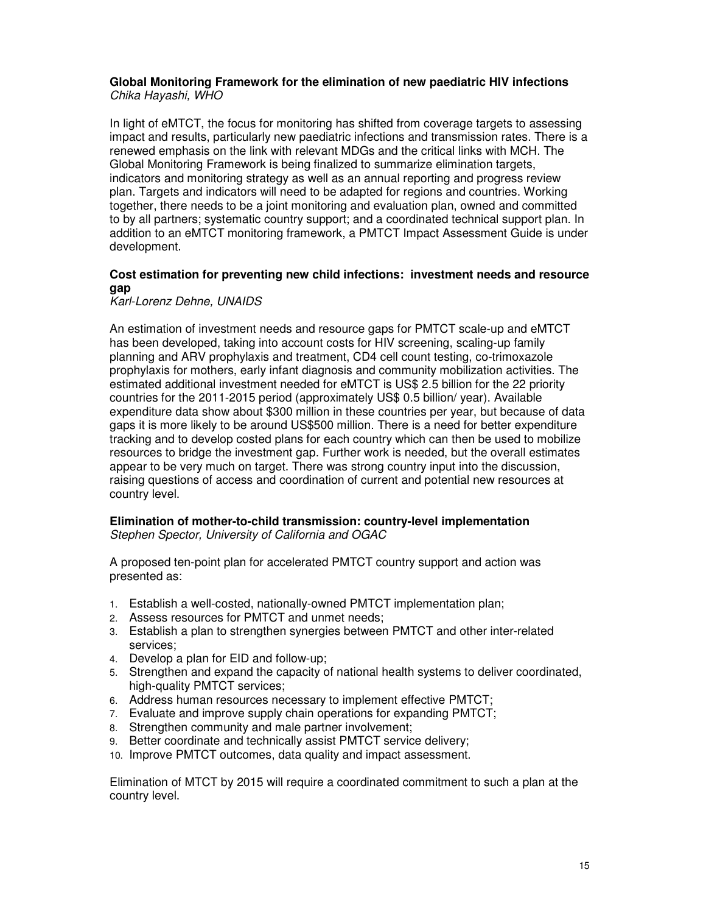**Global Monitoring Framework for the elimination of new paediatric HIV infections**
*Chika Hayashi, WHO*

In light of eMTCT, the focus for monitoring has shifted from coverage targets to assessing impact and results, particularly new paediatric infections and transmission rates. There is a renewed emphasis on the link with relevant MDGs and the critical links with MCH. The Global Monitoring Framework is being finalized to summarize elimination targets, indicators and monitoring strategy as well as an annual reporting and progress review plan. Targets and indicators will need to be adapted for regions and countries. Working together, there needs to be a joint monitoring and evaluation plan, owned and committed to by all partners; systematic country support; and a coordinated technical support plan. In addition to an eMTCT monitoring framework, a PMTCT Impact Assessment Guide is under development.

**Cost estimation for preventing new child infections: investment needs and resource gap**
*Karl-Lorenz Dehne, UNAIDS*

An estimation of investment needs and resource gaps for PMTCT scale-up and eMTCT has been developed, taking into account costs for HIV screening, scaling-up family planning and ARV prophylaxis and treatment, CD4 cell count testing, co-trimoxazole prophylaxis for mothers, early infant diagnosis and community mobilization activities. The estimated additional investment needed for eMTCT is US$ 2.5 billion for the 22 priority countries for the 2011-2015 period (approximately US$ 0.5 billion/ year). Available expenditure data show about $300 million in these countries per year, but because of data gaps it is more likely to be around US$500 million. There is a need for better expenditure tracking and to develop costed plans for each country which can then be used to mobilize resources to bridge the investment gap. Further work is needed, but the overall estimates appear to be very much on target. There was strong country input into the discussion, raising questions of access and coordination of current and potential new resources at country level.

**Elimination of mother-to-child transmission: country-level implementation**
*Stephen Spector, University of California and OGAC*

A proposed ten-point plan for accelerated PMTCT country support and action was presented as:

1. Establish a well-costed, nationally-owned PMTCT implementation plan;
2. Assess resources for PMTCT and unmet needs;
3. Establish a plan to strengthen synergies between PMTCT and other inter-related services;
4. Develop a plan for EID and follow-up;
5. Strengthen and expand the capacity of national health systems to deliver coordinated, high-quality PMTCT services;
6. Address human resources necessary to implement effective PMTCT;
7. Evaluate and improve supply chain operations for expanding PMTCT;
8. Strengthen community and male partner involvement;
9. Better coordinate and technically assist PMTCT service delivery;
10. Improve PMTCT outcomes, data quality and impact assessment.

Elimination of MTCT by 2015 will require a coordinated commitment to such a plan at the country level.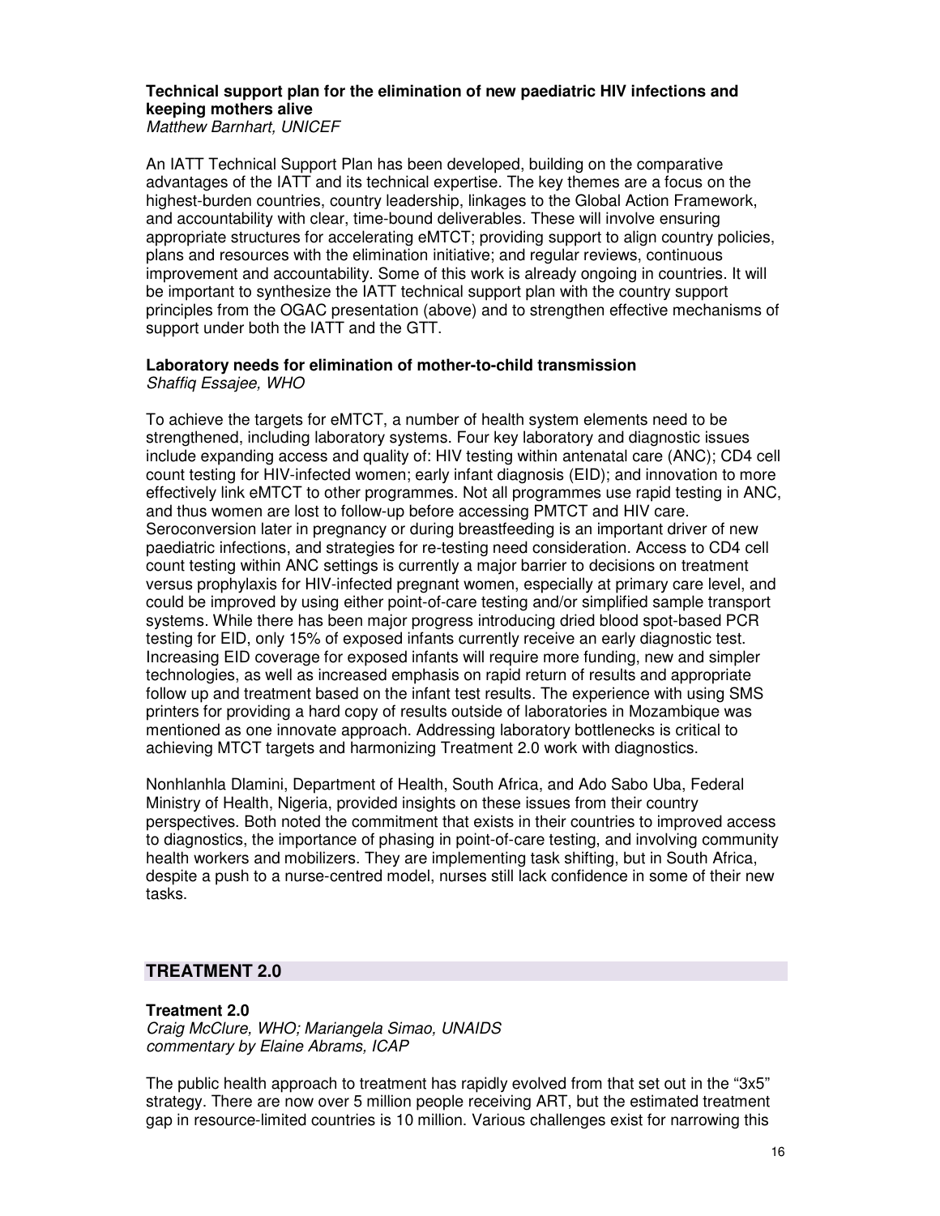**Technical support plan for the elimination of new paediatric HIV infections and keeping mothers alive**
*Matthew Barnhart, UNICEF*

An IATT Technical Support Plan has been developed, building on the comparative advantages of the IATT and its technical expertise. The key themes are a focus on the highest-burden countries, country leadership, linkages to the Global Action Framework, and accountability with clear, time-bound deliverables. These will involve ensuring appropriate structures for accelerating eMTCT; providing support to align country policies, plans and resources with the elimination initiative; and regular reviews, continuous improvement and accountability. Some of this work is already ongoing in countries. It will be important to synthesize the IATT technical support plan with the country support principles from the OGAC presentation (above) and to strengthen effective mechanisms of support under both the IATT and the GTT.

**Laboratory needs for elimination of mother-to-child transmission**
*Shaffiq Essajee, WHO*

To achieve the targets for eMTCT, a number of health system elements need to be strengthened, including laboratory systems. Four key laboratory and diagnostic issues include expanding access and quality of: HIV testing within antenatal care (ANC); CD4 cell count testing for HIV-infected women; early infant diagnosis (EID); and innovation to more effectively link eMTCT to other programmes. Not all programmes use rapid testing in ANC, and thus women are lost to follow-up before accessing PMTCT and HIV care. Seroconversion later in pregnancy or during breastfeeding is an important driver of new paediatric infections, and strategies for re-testing need consideration. Access to CD4 cell count testing within ANC settings is currently a major barrier to decisions on treatment versus prophylaxis for HIV-infected pregnant women, especially at primary care level, and could be improved by using either point-of-care testing and/or simplified sample transport systems. While there has been major progress introducing dried blood spot-based PCR testing for EID, only 15% of exposed infants currently receive an early diagnostic test. Increasing EID coverage for exposed infants will require more funding, new and simpler technologies, as well as increased emphasis on rapid return of results and appropriate follow up and treatment based on the infant test results. The experience with using SMS printers for providing a hard copy of results outside of laboratories in Mozambique was mentioned as one innovate approach. Addressing laboratory bottlenecks is critical to achieving MTCT targets and harmonizing Treatment 2.0 work with diagnostics.

Nonhlanhla Dlamini, Department of Health, South Africa, and Ado Sabo Uba, Federal Ministry of Health, Nigeria, provided insights on these issues from their country perspectives. Both noted the commitment that exists in their countries to improved access to diagnostics, the importance of phasing in point-of-care testing, and involving community health workers and mobilizers. They are implementing task shifting, but in South Africa, despite a push to a nurse-centred model, nurses still lack confidence in some of their new tasks.

## TREATMENT 2.0

**Treatment 2.0**
*Craig McClure, WHO; Mariangela Simao, UNAIDS*
*commentary by Elaine Abrams, ICAP*

The public health approach to treatment has rapidly evolved from that set out in the "3x5" strategy. There are now over 5 million people receiving ART, but the estimated treatment gap in resource-limited countries is 10 million. Various challenges exist for narrowing this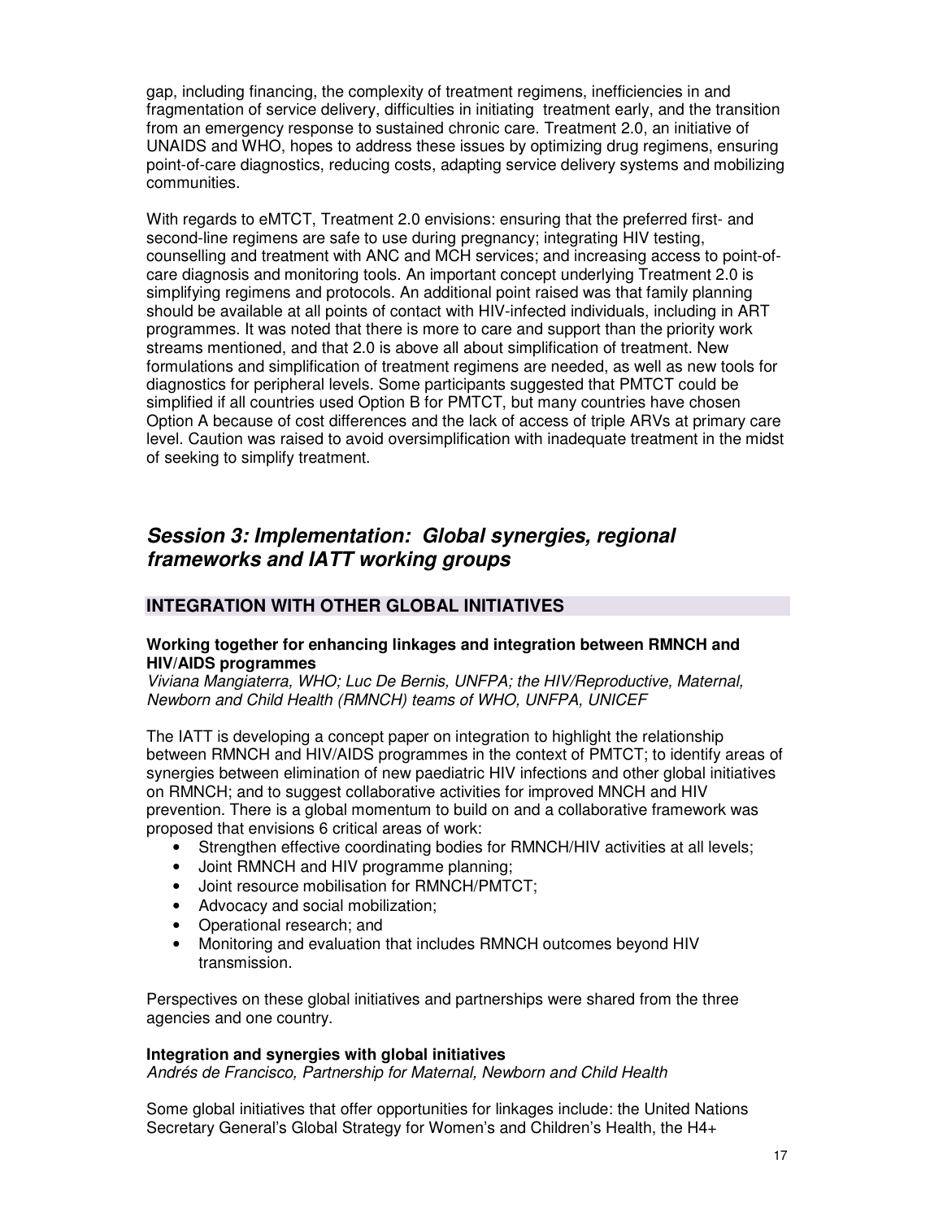gap, including financing, the complexity of treatment regimens, inefficiencies in and fragmentation of service delivery, difficulties in initiating treatment early, and the transition from an emergency response to sustained chronic care. Treatment 2.0, an initiative of UNAIDS and WHO, hopes to address these issues by optimizing drug regimens, ensuring point-of-care diagnostics, reducing costs, adapting service delivery systems and mobilizing communities.

With regards to eMTCT, Treatment 2.0 envisions: ensuring that the preferred first- and second-line regimens are safe to use during pregnancy; integrating HIV testing, counselling and treatment with ANC and MCH services; and increasing access to point-of-care diagnosis and monitoring tools. An important concept underlying Treatment 2.0 is simplifying regimens and protocols. An additional point raised was that family planning should be available at all points of contact with HIV-infected individuals, including in ART programmes. It was noted that there is more to care and support than the priority work streams mentioned, and that 2.0 is above all about simplification of treatment. New formulations and simplification of treatment regimens are needed, as well as new tools for diagnostics for peripheral levels. Some participants suggested that PMTCT could be simplified if all countries used Option B for PMTCT, but many countries have chosen Option A because of cost differences and the lack of access of triple ARVs at primary care level. Caution was raised to avoid oversimplification with inadequate treatment in the midst of seeking to simplify treatment.

## *Session 3: Implementation: Global synergies, regional frameworks and IATT working groups*

### INTEGRATION WITH OTHER GLOBAL INITIATIVES

**Working together for enhancing linkages and integration between RMNCH and HIV/AIDS programmes**
*Viviana Mangiaterra, WHO; Luc De Bernis, UNFPA; the HIV/Reproductive, Maternal, Newborn and Child Health (RMNCH) teams of WHO, UNFPA, UNICEF*

The IATT is developing a concept paper on integration to highlight the relationship between RMNCH and HIV/AIDS programmes in the context of PMTCT; to identify areas of synergies between elimination of new paediatric HIV infections and other global initiatives on RMNCH; and to suggest collaborative activities for improved MNCH and HIV prevention. There is a global momentum to build on and a collaborative framework was proposed that envisions 6 critical areas of work:

- Strengthen effective coordinating bodies for RMNCH/HIV activities at all levels;
- Joint RMNCH and HIV programme planning;
- Joint resource mobilisation for RMNCH/PMTCT;
- Advocacy and social mobilization;
- Operational research; and
- Monitoring and evaluation that includes RMNCH outcomes beyond HIV transmission.

Perspectives on these global initiatives and partnerships were shared from the three agencies and one country.

**Integration and synergies with global initiatives**
*Andrés de Francisco, Partnership for Maternal, Newborn and Child Health*

Some global initiatives that offer opportunities for linkages include: the United Nations Secretary General's Global Strategy for Women's and Children's Health, the H4+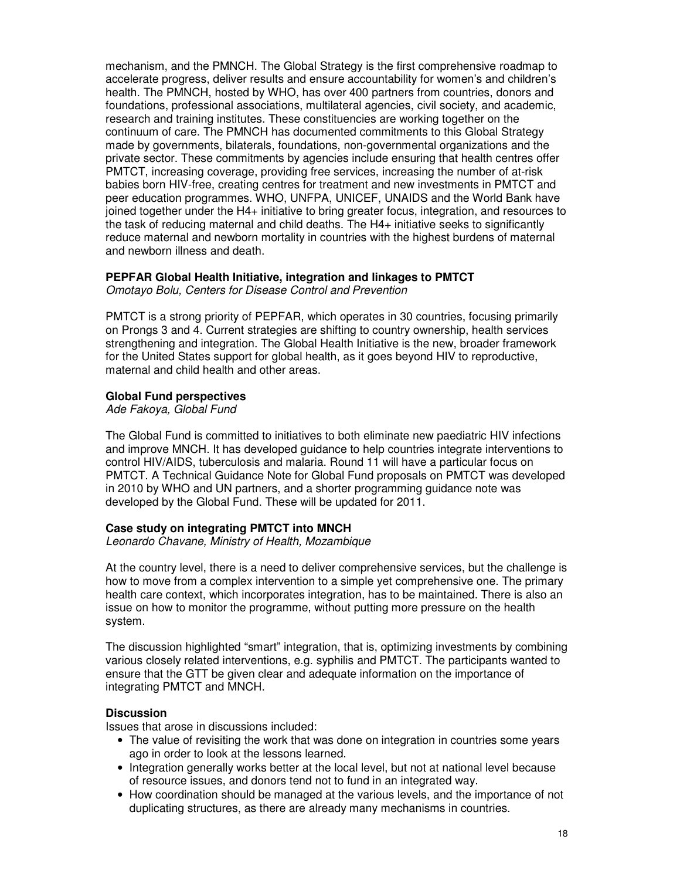mechanism, and the PMNCH. The Global Strategy is the first comprehensive roadmap to accelerate progress, deliver results and ensure accountability for women's and children's health. The PMNCH, hosted by WHO, has over 400 partners from countries, donors and foundations, professional associations, multilateral agencies, civil society, and academic, research and training institutes. These constituencies are working together on the continuum of care. The PMNCH has documented commitments to this Global Strategy made by governments, bilaterals, foundations, non-governmental organizations and the private sector. These commitments by agencies include ensuring that health centres offer PMTCT, increasing coverage, providing free services, increasing the number of at-risk babies born HIV-free, creating centres for treatment and new investments in PMTCT and peer education programmes. WHO, UNFPA, UNICEF, UNAIDS and the World Bank have joined together under the H4+ initiative to bring greater focus, integration, and resources to the task of reducing maternal and child deaths. The H4+ initiative seeks to significantly reduce maternal and newborn mortality in countries with the highest burdens of maternal and newborn illness and death.

**PEPFAR Global Health Initiative, integration and linkages to PMTCT**
*Omotayo Bolu, Centers for Disease Control and Prevention*

PMTCT is a strong priority of PEPFAR, which operates in 30 countries, focusing primarily on Prongs 3 and 4. Current strategies are shifting to country ownership, health services strengthening and integration. The Global Health Initiative is the new, broader framework for the United States support for global health, as it goes beyond HIV to reproductive, maternal and child health and other areas.

**Global Fund perspectives**
*Ade Fakoya, Global Fund*

The Global Fund is committed to initiatives to both eliminate new paediatric HIV infections and improve MNCH. It has developed guidance to help countries integrate interventions to control HIV/AIDS, tuberculosis and malaria. Round 11 will have a particular focus on PMTCT. A Technical Guidance Note for Global Fund proposals on PMTCT was developed in 2010 by WHO and UN partners, and a shorter programming guidance note was developed by the Global Fund. These will be updated for 2011.

**Case study on integrating PMTCT into MNCH**
*Leonardo Chavane, Ministry of Health, Mozambique*

At the country level, there is a need to deliver comprehensive services, but the challenge is how to move from a complex intervention to a simple yet comprehensive one. The primary health care context, which incorporates integration, has to be maintained. There is also an issue on how to monitor the programme, without putting more pressure on the health system.

The discussion highlighted "smart" integration, that is, optimizing investments by combining various closely related interventions, e.g. syphilis and PMTCT. The participants wanted to ensure that the GTT be given clear and adequate information on the importance of integrating PMTCT and MNCH.

**Discussion**

Issues that arose in discussions included:

- The value of revisiting the work that was done on integration in countries some years ago in order to look at the lessons learned.
- Integration generally works better at the local level, but not at national level because of resource issues, and donors tend not to fund in an integrated way.
- How coordination should be managed at the various levels, and the importance of not duplicating structures, as there are already many mechanisms in countries.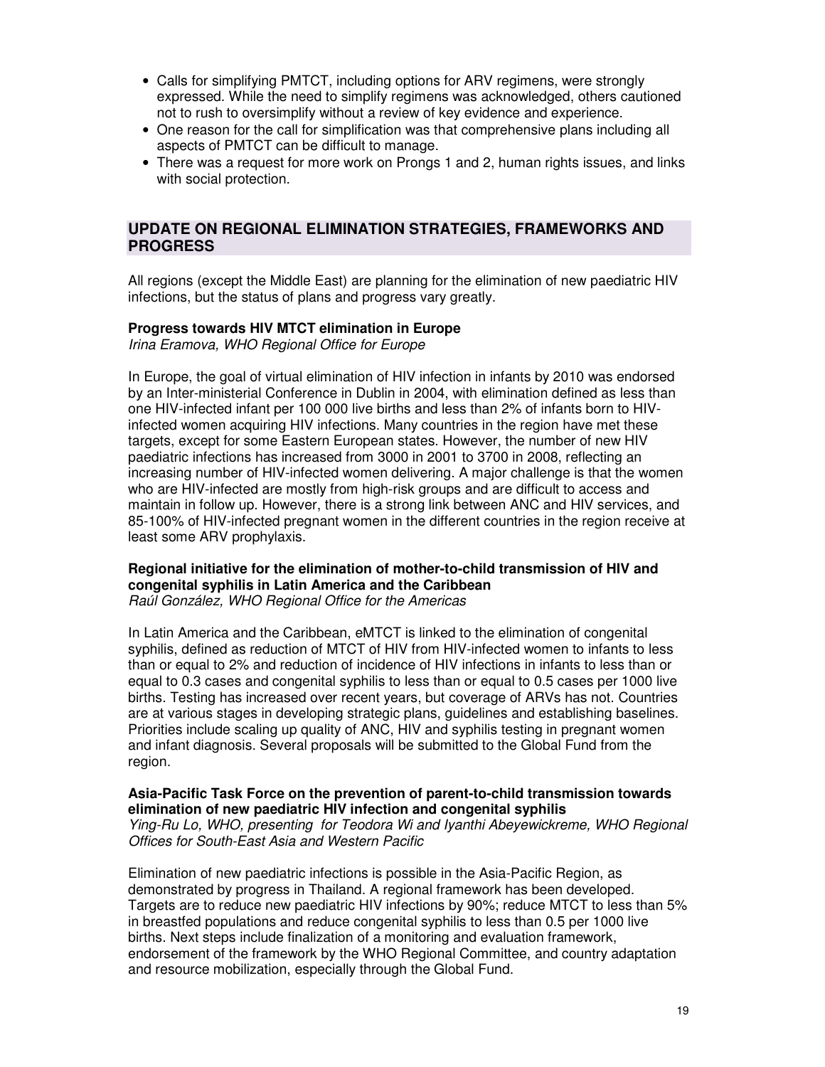- Calls for simplifying PMTCT, including options for ARV regimens, were strongly expressed. While the need to simplify regimens was acknowledged, others cautioned not to rush to oversimplify without a review of key evidence and experience.
- One reason for the call for simplification was that comprehensive plans including all aspects of PMTCT can be difficult to manage.
- There was a request for more work on Prongs 1 and 2, human rights issues, and links with social protection.

## UPDATE ON REGIONAL ELIMINATION STRATEGIES, FRAMEWORKS AND PROGRESS

All regions (except the Middle East) are planning for the elimination of new paediatric HIV infections, but the status of plans and progress vary greatly.

**Progress towards HIV MTCT elimination in Europe**
*Irina Eramova, WHO Regional Office for Europe*

In Europe, the goal of virtual elimination of HIV infection in infants by 2010 was endorsed by an Inter-ministerial Conference in Dublin in 2004, with elimination defined as less than one HIV-infected infant per 100 000 live births and less than 2% of infants born to HIV-infected women acquiring HIV infections. Many countries in the region have met these targets, except for some Eastern European states. However, the number of new HIV paediatric infections has increased from 3000 in 2001 to 3700 in 2008, reflecting an increasing number of HIV-infected women delivering. A major challenge is that the women who are HIV-infected are mostly from high-risk groups and are difficult to access and maintain in follow up. However, there is a strong link between ANC and HIV services, and 85-100% of HIV-infected pregnant women in the different countries in the region receive at least some ARV prophylaxis.

**Regional initiative for the elimination of mother-to-child transmission of HIV and congenital syphilis in Latin America and the Caribbean**
*Raúl González, WHO Regional Office for the Americas*

In Latin America and the Caribbean, eMTCT is linked to the elimination of congenital syphilis, defined as reduction of MTCT of HIV from HIV-infected women to infants to less than or equal to 2% and reduction of incidence of HIV infections in infants to less than or equal to 0.3 cases and congenital syphilis to less than or equal to 0.5 cases per 1000 live births. Testing has increased over recent years, but coverage of ARVs has not. Countries are at various stages in developing strategic plans, guidelines and establishing baselines. Priorities include scaling up quality of ANC, HIV and syphilis testing in pregnant women and infant diagnosis. Several proposals will be submitted to the Global Fund from the region.

**Asia-Pacific Task Force on the prevention of parent-to-child transmission towards elimination of new paediatric HIV infection and congenital syphilis**
*Ying-Ru Lo, WHO, presenting for Teodora Wi and Iyanthi Abeyewickreme, WHO Regional Offices for South-East Asia and Western Pacific*

Elimination of new paediatric infections is possible in the Asia-Pacific Region, as demonstrated by progress in Thailand. A regional framework has been developed. Targets are to reduce new paediatric HIV infections by 90%; reduce MTCT to less than 5% in breastfed populations and reduce congenital syphilis to less than 0.5 per 1000 live births. Next steps include finalization of a monitoring and evaluation framework, endorsement of the framework by the WHO Regional Committee, and country adaptation and resource mobilization, especially through the Global Fund.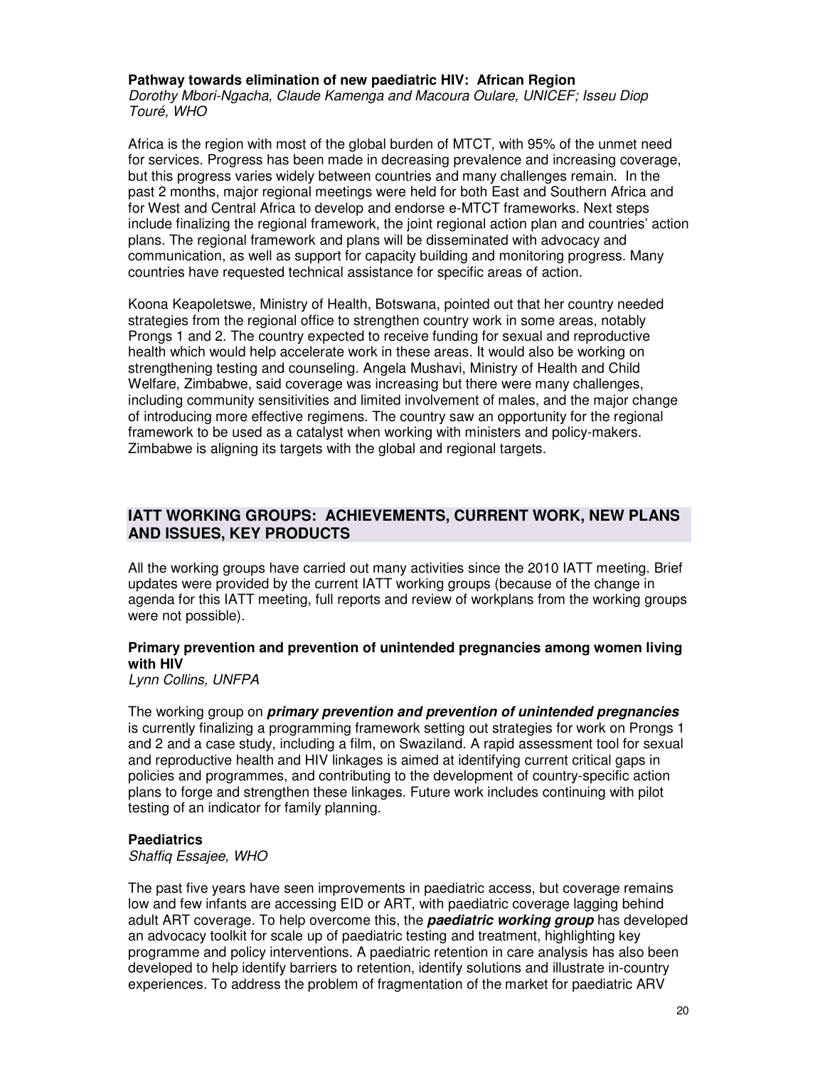**Pathway towards elimination of new paediatric HIV: African Region**

*Dorothy Mbori-Ngacha, Claude Kamenga and Macoura Oulare, UNICEF; Isseu Diop Touré, WHO*

Africa is the region with most of the global burden of MTCT, with 95% of the unmet need for services. Progress has been made in decreasing prevalence and increasing coverage, but this progress varies widely between countries and many challenges remain. In the past 2 months, major regional meetings were held for both East and Southern Africa and for West and Central Africa to develop and endorse e-MTCT frameworks. Next steps include finalizing the regional framework, the joint regional action plan and countries' action plans. The regional framework and plans will be disseminated with advocacy and communication, as well as support for capacity building and monitoring progress. Many countries have requested technical assistance for specific areas of action.

Koona Keapoletswe, Ministry of Health, Botswana, pointed out that her country needed strategies from the regional office to strengthen country work in some areas, notably Prongs 1 and 2. The country expected to receive funding for sexual and reproductive health which would help accelerate work in these areas. It would also be working on strengthening testing and counseling. Angela Mushavi, Ministry of Health and Child Welfare, Zimbabwe, said coverage was increasing but there were many challenges, including community sensitivities and limited involvement of males, and the major change of introducing more effective regimens. The country saw an opportunity for the regional framework to be used as a catalyst when working with ministers and policy-makers. Zimbabwe is aligning its targets with the global and regional targets.

## IATT WORKING GROUPS: ACHIEVEMENTS, CURRENT WORK, NEW PLANS AND ISSUES, KEY PRODUCTS

All the working groups have carried out many activities since the 2010 IATT meeting. Brief updates were provided by the current IATT working groups (because of the change in agenda for this IATT meeting, full reports and review of workplans from the working groups were not possible).

**Primary prevention and prevention of unintended pregnancies among women living with HIV**

*Lynn Collins, UNFPA*

The working group on ***primary prevention and prevention of unintended pregnancies*** is currently finalizing a programming framework setting out strategies for work on Prongs 1 and 2 and a case study, including a film, on Swaziland. A rapid assessment tool for sexual and reproductive health and HIV linkages is aimed at identifying current critical gaps in policies and programmes, and contributing to the development of country-specific action plans to forge and strengthen these linkages. Future work includes continuing with pilot testing of an indicator for family planning.

**Paediatrics**

*Shaffiq Essajee, WHO*

The past five years have seen improvements in paediatric access, but coverage remains low and few infants are accessing EID or ART, with paediatric coverage lagging behind adult ART coverage. To help overcome this, the ***paediatric working group*** has developed an advocacy toolkit for scale up of paediatric testing and treatment, highlighting key programme and policy interventions. A paediatric retention in care analysis has also been developed to help identify barriers to retention, identify solutions and illustrate in-country experiences. To address the problem of fragmentation of the market for paediatric ARV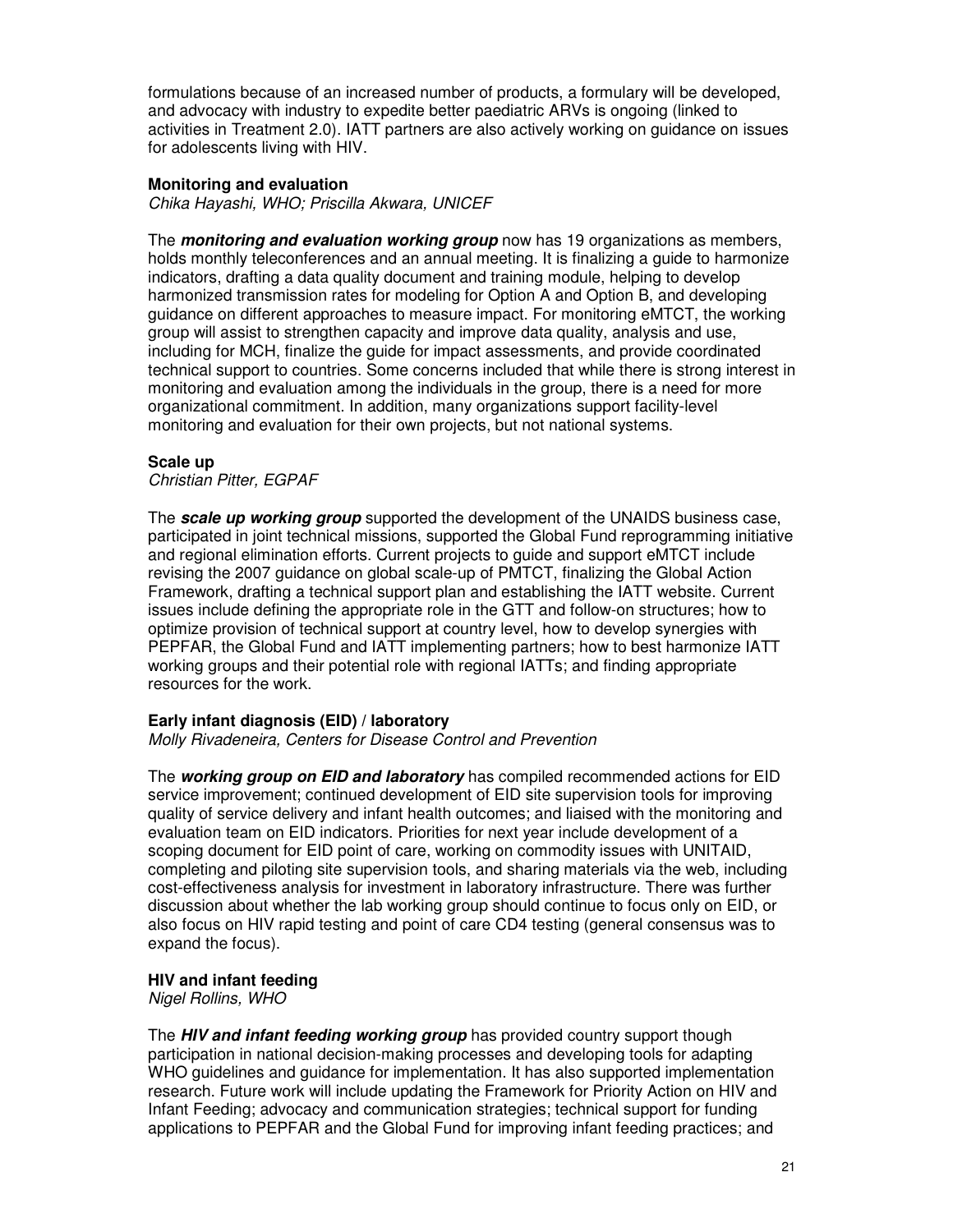formulations because of an increased number of products, a formulary will be developed, and advocacy with industry to expedite better paediatric ARVs is ongoing (linked to activities in Treatment 2.0). IATT partners are also actively working on guidance on issues for adolescents living with HIV.

**Monitoring and evaluation**

*Chika Hayashi, WHO; Priscilla Akwara, UNICEF*

The ***monitoring and evaluation working group*** now has 19 organizations as members, holds monthly teleconferences and an annual meeting. It is finalizing a guide to harmonize indicators, drafting a data quality document and training module, helping to develop harmonized transmission rates for modeling for Option A and Option B, and developing guidance on different approaches to measure impact. For monitoring eMTCT, the working group will assist to strengthen capacity and improve data quality, analysis and use, including for MCH, finalize the guide for impact assessments, and provide coordinated technical support to countries. Some concerns included that while there is strong interest in monitoring and evaluation among the individuals in the group, there is a need for more organizational commitment. In addition, many organizations support facility-level monitoring and evaluation for their own projects, but not national systems.

**Scale up**

*Christian Pitter, EGPAF*

The ***scale up working group*** supported the development of the UNAIDS business case, participated in joint technical missions, supported the Global Fund reprogramming initiative and regional elimination efforts. Current projects to guide and support eMTCT include revising the 2007 guidance on global scale-up of PMTCT, finalizing the Global Action Framework, drafting a technical support plan and establishing the IATT website. Current issues include defining the appropriate role in the GTT and follow-on structures; how to optimize provision of technical support at country level, how to develop synergies with PEPFAR, the Global Fund and IATT implementing partners; how to best harmonize IATT working groups and their potential role with regional IATTs; and finding appropriate resources for the work.

**Early infant diagnosis (EID) / laboratory**

*Molly Rivadeneira, Centers for Disease Control and Prevention*

The ***working group on EID and laboratory*** has compiled recommended actions for EID service improvement; continued development of EID site supervision tools for improving quality of service delivery and infant health outcomes; and liaised with the monitoring and evaluation team on EID indicators. Priorities for next year include development of a scoping document for EID point of care, working on commodity issues with UNITAID, completing and piloting site supervision tools, and sharing materials via the web, including cost-effectiveness analysis for investment in laboratory infrastructure. There was further discussion about whether the lab working group should continue to focus only on EID, or also focus on HIV rapid testing and point of care CD4 testing (general consensus was to expand the focus).

**HIV and infant feeding**

*Nigel Rollins, WHO*

The ***HIV and infant feeding working group*** has provided country support though participation in national decision-making processes and developing tools for adapting WHO guidelines and guidance for implementation. It has also supported implementation research. Future work will include updating the Framework for Priority Action on HIV and Infant Feeding; advocacy and communication strategies; technical support for funding applications to PEPFAR and the Global Fund for improving infant feeding practices; and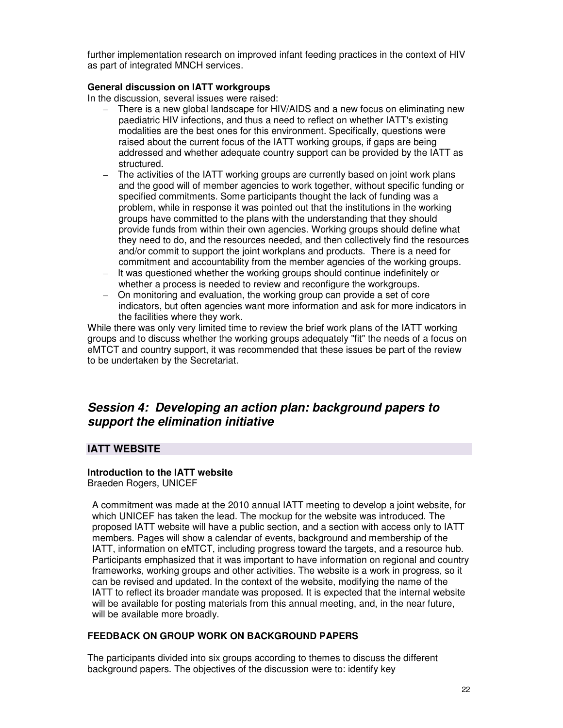further implementation research on improved infant feeding practices in the context of HIV as part of integrated MNCH services.

**General discussion on IATT workgroups**

In the discussion, several issues were raised:

- There is a new global landscape for HIV/AIDS and a new focus on eliminating new paediatric HIV infections, and thus a need to reflect on whether IATT's existing modalities are the best ones for this environment. Specifically, questions were raised about the current focus of the IATT working groups, if gaps are being addressed and whether adequate country support can be provided by the IATT as structured.
- The activities of the IATT working groups are currently based on joint work plans and the good will of member agencies to work together, without specific funding or specified commitments. Some participants thought the lack of funding was a problem, while in response it was pointed out that the institutions in the working groups have committed to the plans with the understanding that they should provide funds from within their own agencies. Working groups should define what they need to do, and the resources needed, and then collectively find the resources and/or commit to support the joint workplans and products. There is a need for commitment and accountability from the member agencies of the working groups.
- It was questioned whether the working groups should continue indefinitely or whether a process is needed to review and reconfigure the workgroups.
- On monitoring and evaluation, the working group can provide a set of core indicators, but often agencies want more information and ask for more indicators in the facilities where they work.

While there was only very limited time to review the brief work plans of the IATT working groups and to discuss whether the working groups adequately "fit" the needs of a focus on eMTCT and country support, it was recommended that these issues be part of the review to be undertaken by the Secretariat.

## *Session 4: Developing an action plan: background papers to support the elimination initiative*

### IATT WEBSITE

**Introduction to the IATT website**
Braeden Rogers, UNICEF

A commitment was made at the 2010 annual IATT meeting to develop a joint website, for which UNICEF has taken the lead. The mockup for the website was introduced. The proposed IATT website will have a public section, and a section with access only to IATT members. Pages will show a calendar of events, background and membership of the IATT, information on eMTCT, including progress toward the targets, and a resource hub. Participants emphasized that it was important to have information on regional and country frameworks, working groups and other activities. The website is a work in progress, so it can be revised and updated. In the context of the website, modifying the name of the IATT to reflect its broader mandate was proposed. It is expected that the internal website will be available for posting materials from this annual meeting, and, in the near future, will be available more broadly.

**FEEDBACK ON GROUP WORK ON BACKGROUND PAPERS**

The participants divided into six groups according to themes to discuss the different background papers. The objectives of the discussion were to: identify key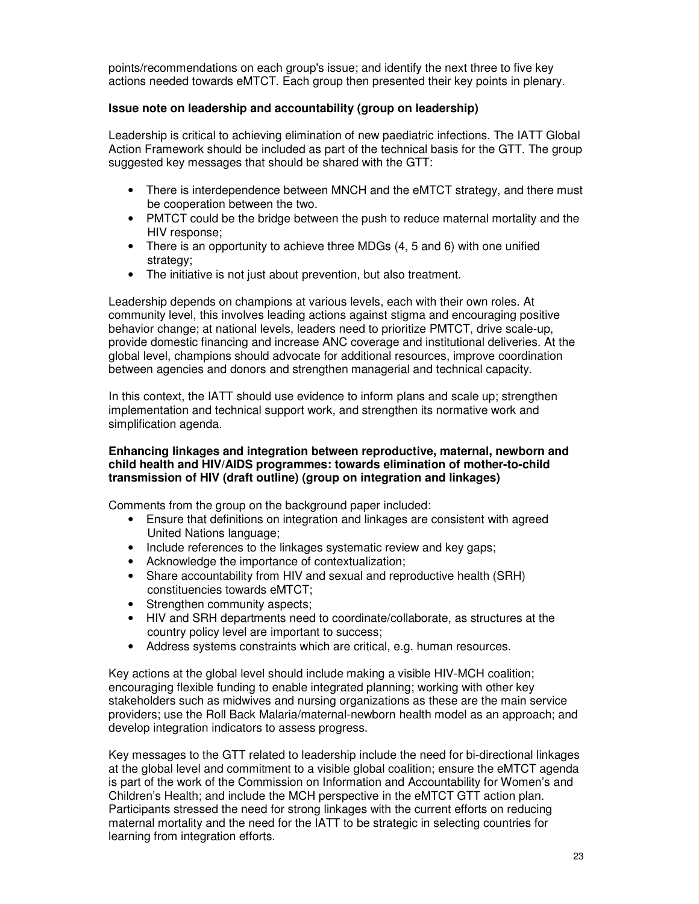points/recommendations on each group's issue; and identify the next three to five key actions needed towards eMTCT. Each group then presented their key points in plenary.

**Issue note on leadership and accountability (group on leadership)**

Leadership is critical to achieving elimination of new paediatric infections. The IATT Global Action Framework should be included as part of the technical basis for the GTT. The group suggested key messages that should be shared with the GTT:

- There is interdependence between MNCH and the eMTCT strategy, and there must be cooperation between the two.
- PMTCT could be the bridge between the push to reduce maternal mortality and the HIV response;
- There is an opportunity to achieve three MDGs (4, 5 and 6) with one unified strategy;
- The initiative is not just about prevention, but also treatment.

Leadership depends on champions at various levels, each with their own roles. At community level, this involves leading actions against stigma and encouraging positive behavior change; at national levels, leaders need to prioritize PMTCT, drive scale-up, provide domestic financing and increase ANC coverage and institutional deliveries. At the global level, champions should advocate for additional resources, improve coordination between agencies and donors and strengthen managerial and technical capacity.

In this context, the IATT should use evidence to inform plans and scale up; strengthen implementation and technical support work, and strengthen its normative work and simplification agenda.

**Enhancing linkages and integration between reproductive, maternal, newborn and child health and HIV/AIDS programmes: towards elimination of mother-to-child transmission of HIV (draft outline) (group on integration and linkages)**

Comments from the group on the background paper included:

- Ensure that definitions on integration and linkages are consistent with agreed United Nations language;
- Include references to the linkages systematic review and key gaps;
- Acknowledge the importance of contextualization;
- Share accountability from HIV and sexual and reproductive health (SRH) constituencies towards eMTCT;
- Strengthen community aspects;
- HIV and SRH departments need to coordinate/collaborate, as structures at the country policy level are important to success;
- Address systems constraints which are critical, e.g. human resources.

Key actions at the global level should include making a visible HIV-MCH coalition; encouraging flexible funding to enable integrated planning; working with other key stakeholders such as midwives and nursing organizations as these are the main service providers; use the Roll Back Malaria/maternal-newborn health model as an approach; and develop integration indicators to assess progress.

Key messages to the GTT related to leadership include the need for bi-directional linkages at the global level and commitment to a visible global coalition; ensure the eMTCT agenda is part of the work of the Commission on Information and Accountability for Women's and Children's Health; and include the MCH perspective in the eMTCT GTT action plan. Participants stressed the need for strong linkages with the current efforts on reducing maternal mortality and the need for the IATT to be strategic in selecting countries for learning from integration efforts.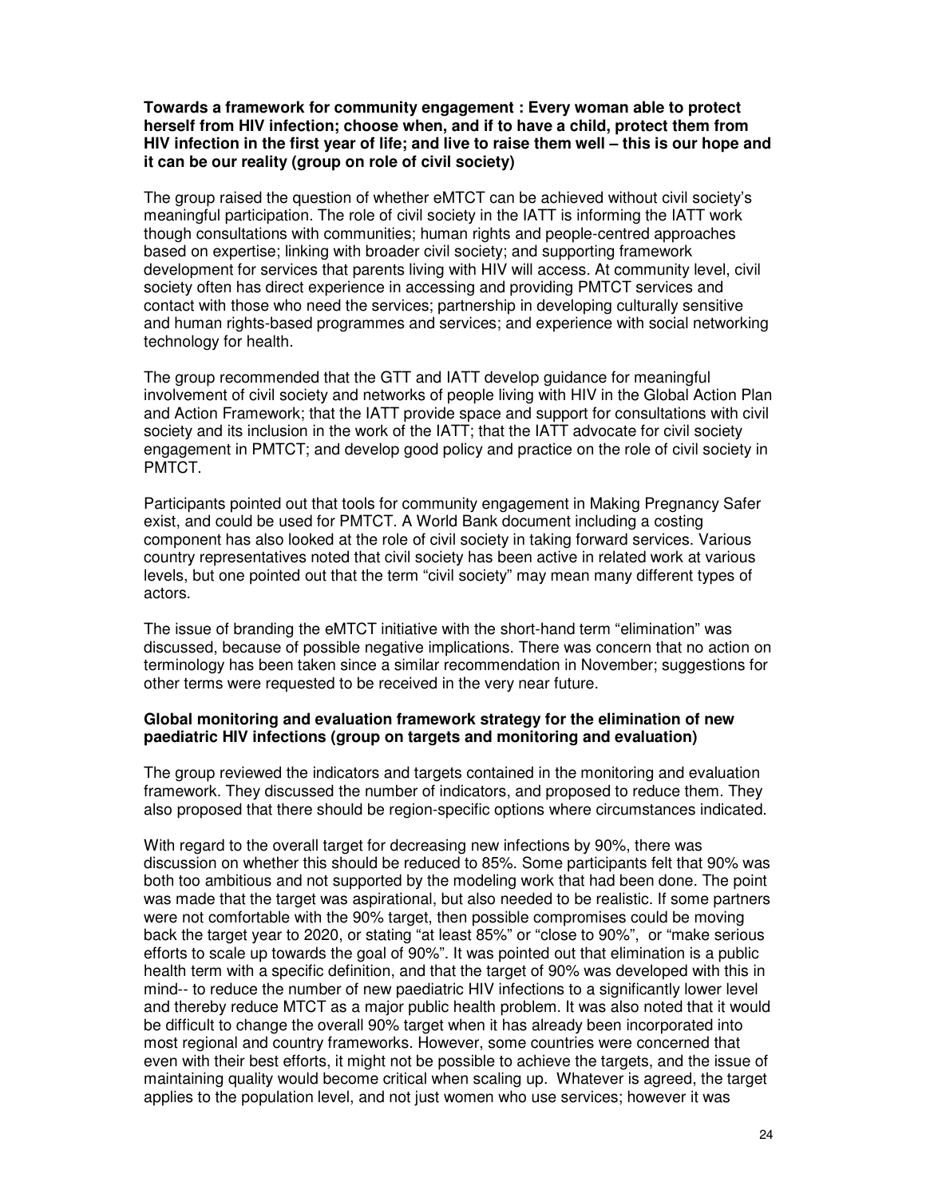**Towards a framework for community engagement : Every woman able to protect herself from HIV infection; choose when, and if to have a child, protect them from HIV infection in the first year of life; and live to raise them well – this is our hope and it can be our reality (group on role of civil society)**

The group raised the question of whether eMTCT can be achieved without civil society's meaningful participation. The role of civil society in the IATT is informing the IATT work though consultations with communities; human rights and people-centred approaches based on expertise; linking with broader civil society; and supporting framework development for services that parents living with HIV will access. At community level, civil society often has direct experience in accessing and providing PMTCT services and contact with those who need the services; partnership in developing culturally sensitive and human rights-based programmes and services; and experience with social networking technology for health.

The group recommended that the GTT and IATT develop guidance for meaningful involvement of civil society and networks of people living with HIV in the Global Action Plan and Action Framework; that the IATT provide space and support for consultations with civil society and its inclusion in the work of the IATT; that the IATT advocate for civil society engagement in PMTCT; and develop good policy and practice on the role of civil society in PMTCT.

Participants pointed out that tools for community engagement in Making Pregnancy Safer exist, and could be used for PMTCT. A World Bank document including a costing component has also looked at the role of civil society in taking forward services. Various country representatives noted that civil society has been active in related work at various levels, but one pointed out that the term "civil society" may mean many different types of actors.

The issue of branding the eMTCT initiative with the short-hand term "elimination" was discussed, because of possible negative implications. There was concern that no action on terminology has been taken since a similar recommendation in November; suggestions for other terms were requested to be received in the very near future.

**Global monitoring and evaluation framework strategy for the elimination of new paediatric HIV infections (group on targets and monitoring and evaluation)**

The group reviewed the indicators and targets contained in the monitoring and evaluation framework. They discussed the number of indicators, and proposed to reduce them. They also proposed that there should be region-specific options where circumstances indicated.

With regard to the overall target for decreasing new infections by 90%, there was discussion on whether this should be reduced to 85%. Some participants felt that 90% was both too ambitious and not supported by the modeling work that had been done. The point was made that the target was aspirational, but also needed to be realistic. If some partners were not comfortable with the 90% target, then possible compromises could be moving back the target year to 2020, or stating "at least 85%" or "close to 90%", or "make serious efforts to scale up towards the goal of 90%". It was pointed out that elimination is a public health term with a specific definition, and that the target of 90% was developed with this in mind-- to reduce the number of new paediatric HIV infections to a significantly lower level and thereby reduce MTCT as a major public health problem. It was also noted that it would be difficult to change the overall 90% target when it has already been incorporated into most regional and country frameworks. However, some countries were concerned that even with their best efforts, it might not be possible to achieve the targets, and the issue of maintaining quality would become critical when scaling up. Whatever is agreed, the target applies to the population level, and not just women who use services; however it was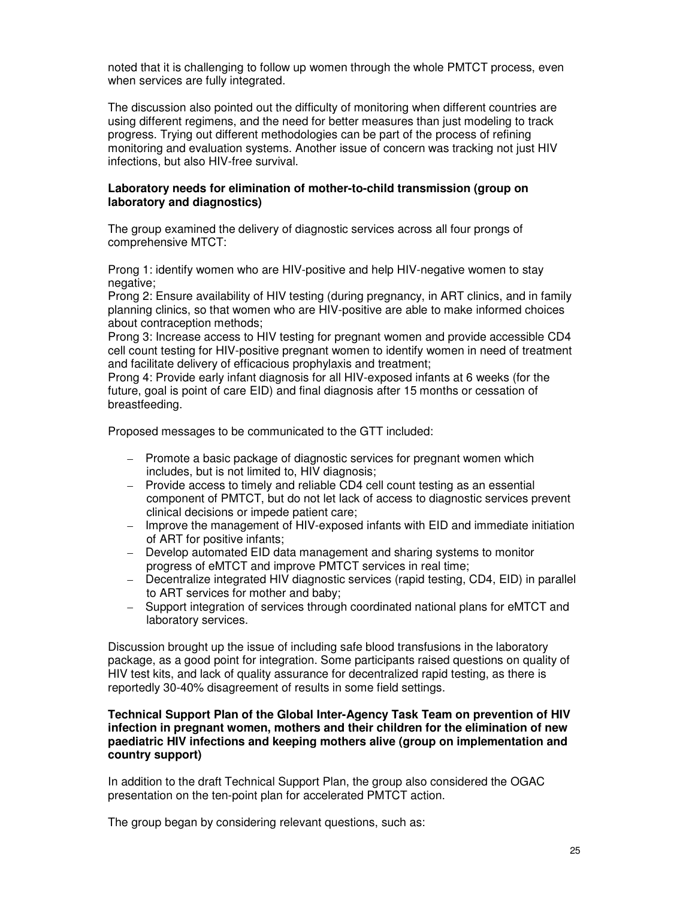noted that it is challenging to follow up women through the whole PMTCT process, even when services are fully integrated.

The discussion also pointed out the difficulty of monitoring when different countries are using different regimens, and the need for better measures than just modeling to track progress. Trying out different methodologies can be part of the process of refining monitoring and evaluation systems. Another issue of concern was tracking not just HIV infections, but also HIV-free survival.

**Laboratory needs for elimination of mother-to-child transmission (group on laboratory and diagnostics)**

The group examined the delivery of diagnostic services across all four prongs of comprehensive MTCT:

Prong 1: identify women who are HIV-positive and help HIV-negative women to stay negative;
Prong 2: Ensure availability of HIV testing (during pregnancy, in ART clinics, and in family planning clinics, so that women who are HIV-positive are able to make informed choices about contraception methods;
Prong 3: Increase access to HIV testing for pregnant women and provide accessible CD4 cell count testing for HIV-positive pregnant women to identify women in need of treatment and facilitate delivery of efficacious prophylaxis and treatment;
Prong 4: Provide early infant diagnosis for all HIV-exposed infants at 6 weeks (for the future, goal is point of care EID) and final diagnosis after 15 months or cessation of breastfeeding.

Proposed messages to be communicated to the GTT included:

- Promote a basic package of diagnostic services for pregnant women which includes, but is not limited to, HIV diagnosis;
- Provide access to timely and reliable CD4 cell count testing as an essential component of PMTCT, but do not let lack of access to diagnostic services prevent clinical decisions or impede patient care;
- Improve the management of HIV-exposed infants with EID and immediate initiation of ART for positive infants;
- Develop automated EID data management and sharing systems to monitor progress of eMTCT and improve PMTCT services in real time;
- Decentralize integrated HIV diagnostic services (rapid testing, CD4, EID) in parallel to ART services for mother and baby;
- Support integration of services through coordinated national plans for eMTCT and laboratory services.

Discussion brought up the issue of including safe blood transfusions in the laboratory package, as a good point for integration. Some participants raised questions on quality of HIV test kits, and lack of quality assurance for decentralized rapid testing, as there is reportedly 30-40% disagreement of results in some field settings.

**Technical Support Plan of the Global Inter-Agency Task Team on prevention of HIV infection in pregnant women, mothers and their children for the elimination of new paediatric HIV infections and keeping mothers alive (group on implementation and country support)**

In addition to the draft Technical Support Plan, the group also considered the OGAC presentation on the ten-point plan for accelerated PMTCT action.

The group began by considering relevant questions, such as: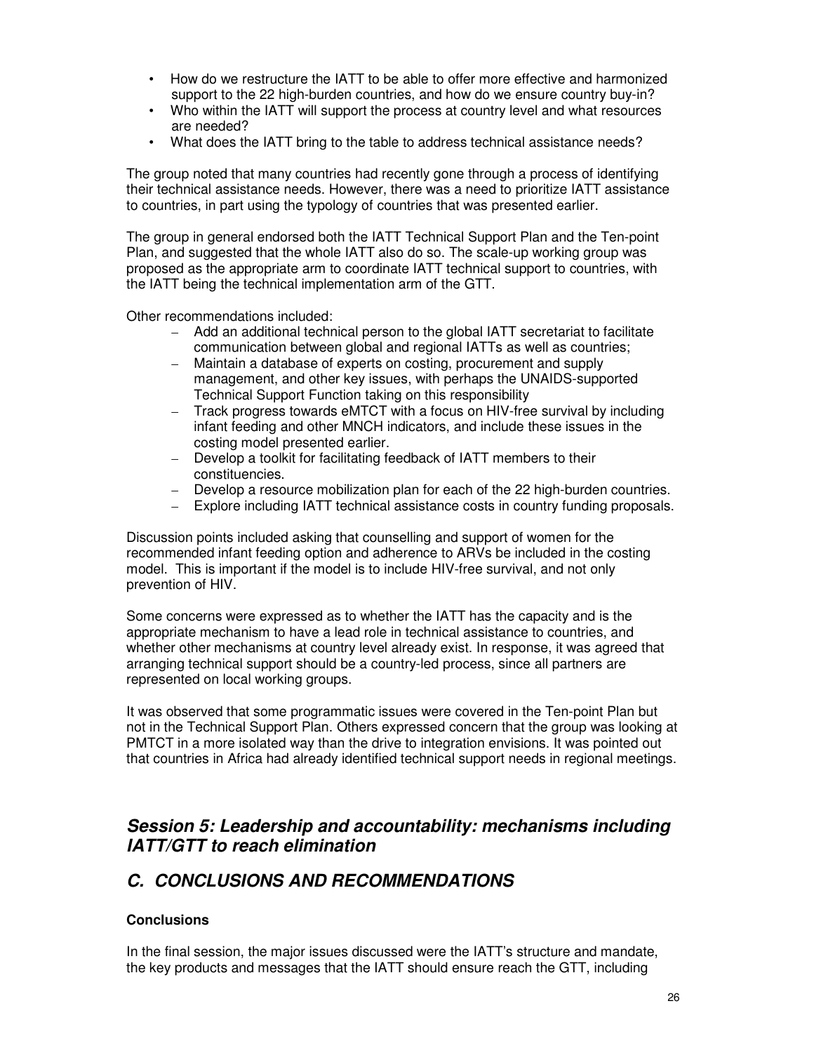- How do we restructure the IATT to be able to offer more effective and harmonized support to the 22 high-burden countries, and how do we ensure country buy-in?
- Who within the IATT will support the process at country level and what resources are needed?
- What does the IATT bring to the table to address technical assistance needs?

The group noted that many countries had recently gone through a process of identifying their technical assistance needs. However, there was a need to prioritize IATT assistance to countries, in part using the typology of countries that was presented earlier.

The group in general endorsed both the IATT Technical Support Plan and the Ten-point Plan, and suggested that the whole IATT also do so. The scale-up working group was proposed as the appropriate arm to coordinate IATT technical support to countries, with the IATT being the technical implementation arm of the GTT.

Other recommendations included:

- Add an additional technical person to the global IATT secretariat to facilitate communication between global and regional IATTs as well as countries;
- Maintain a database of experts on costing, procurement and supply management, and other key issues, with perhaps the UNAIDS-supported Technical Support Function taking on this responsibility
- Track progress towards eMTCT with a focus on HIV-free survival by including infant feeding and other MNCH indicators, and include these issues in the costing model presented earlier.
- Develop a toolkit for facilitating feedback of IATT members to their constituencies.
- Develop a resource mobilization plan for each of the 22 high-burden countries.
- Explore including IATT technical assistance costs in country funding proposals.

Discussion points included asking that counselling and support of women for the recommended infant feeding option and adherence to ARVs be included in the costing model. This is important if the model is to include HIV-free survival, and not only prevention of HIV.

Some concerns were expressed as to whether the IATT has the capacity and is the appropriate mechanism to have a lead role in technical assistance to countries, and whether other mechanisms at country level already exist. In response, it was agreed that arranging technical support should be a country-led process, since all partners are represented on local working groups.

It was observed that some programmatic issues were covered in the Ten-point Plan but not in the Technical Support Plan. Others expressed concern that the group was looking at PMTCT in a more isolated way than the drive to integration envisions. It was pointed out that countries in Africa had already identified technical support needs in regional meetings.

## *Session 5: Leadership and accountability: mechanisms including IATT/GTT to reach elimination*

## *C. CONCLUSIONS AND RECOMMENDATIONS*

### Conclusions

In the final session, the major issues discussed were the IATT's structure and mandate, the key products and messages that the IATT should ensure reach the GTT, including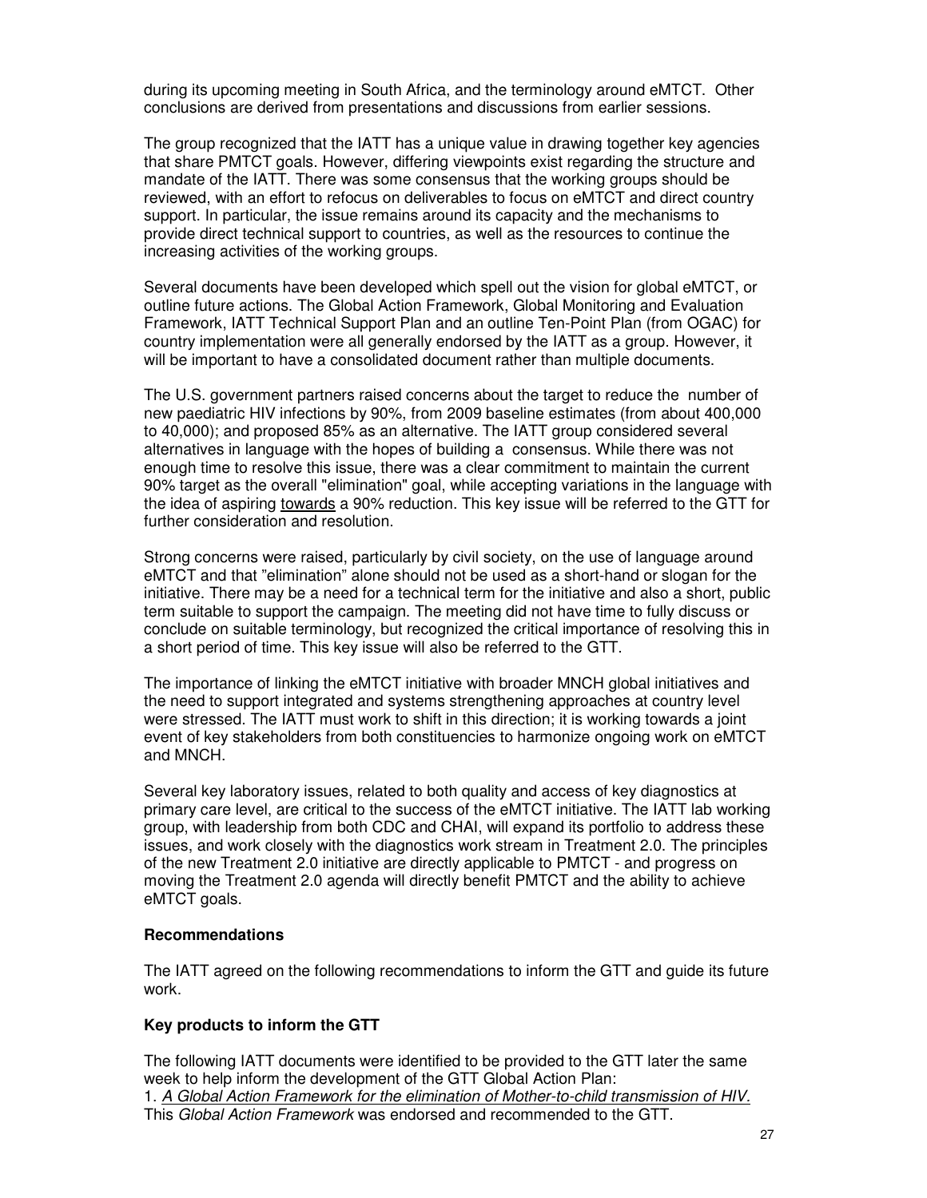during its upcoming meeting in South Africa, and the terminology around eMTCT. Other conclusions are derived from presentations and discussions from earlier sessions.

The group recognized that the IATT has a unique value in drawing together key agencies that share PMTCT goals. However, differing viewpoints exist regarding the structure and mandate of the IATT. There was some consensus that the working groups should be reviewed, with an effort to refocus on deliverables to focus on eMTCT and direct country support. In particular, the issue remains around its capacity and the mechanisms to provide direct technical support to countries, as well as the resources to continue the increasing activities of the working groups.

Several documents have been developed which spell out the vision for global eMTCT, or outline future actions. The Global Action Framework, Global Monitoring and Evaluation Framework, IATT Technical Support Plan and an outline Ten-Point Plan (from OGAC) for country implementation were all generally endorsed by the IATT as a group. However, it will be important to have a consolidated document rather than multiple documents.

The U.S. government partners raised concerns about the target to reduce the number of new paediatric HIV infections by 90%, from 2009 baseline estimates (from about 400,000 to 40,000); and proposed 85% as an alternative. The IATT group considered several alternatives in language with the hopes of building a consensus. While there was not enough time to resolve this issue, there was a clear commitment to maintain the current 90% target as the overall "elimination" goal, while accepting variations in the language with the idea of aspiring <u>towards</u> a 90% reduction. This key issue will be referred to the GTT for further consideration and resolution.

Strong concerns were raised, particularly by civil society, on the use of language around eMTCT and that "elimination" alone should not be used as a short-hand or slogan for the initiative. There may be a need for a technical term for the initiative and also a short, public term suitable to support the campaign. The meeting did not have time to fully discuss or conclude on suitable terminology, but recognized the critical importance of resolving this in a short period of time. This key issue will also be referred to the GTT.

The importance of linking the eMTCT initiative with broader MNCH global initiatives and the need to support integrated and systems strengthening approaches at country level were stressed. The IATT must work to shift in this direction; it is working towards a joint event of key stakeholders from both constituencies to harmonize ongoing work on eMTCT and MNCH.

Several key laboratory issues, related to both quality and access of key diagnostics at primary care level, are critical to the success of the eMTCT initiative. The IATT lab working group, with leadership from both CDC and CHAI, will expand its portfolio to address these issues, and work closely with the diagnostics work stream in Treatment 2.0. The principles of the new Treatment 2.0 initiative are directly applicable to PMTCT - and progress on moving the Treatment 2.0 agenda will directly benefit PMTCT and the ability to achieve eMTCT goals.

**Recommendations**

The IATT agreed on the following recommendations to inform the GTT and guide its future work.

**Key products to inform the GTT**

The following IATT documents were identified to be provided to the GTT later the same week to help inform the development of the GTT Global Action Plan:

1. *<u>A Global Action Framework for the elimination of Mother-to-child transmission of HIV.</u>* This *Global Action Framework* was endorsed and recommended to the GTT.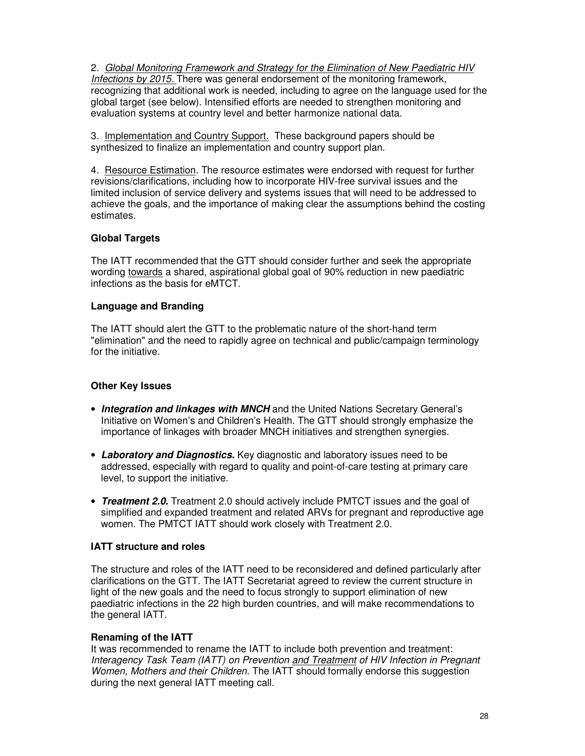2. *Global Monitoring Framework and Strategy for the Elimination of New Paediatric HIV Infections by 2015.* There was general endorsement of the monitoring framework, recognizing that additional work is needed, including to agree on the language used for the global target (see below). Intensified efforts are needed to strengthen monitoring and evaluation systems at country level and better harmonize national data.

3. Implementation and Country Support. These background papers should be synthesized to finalize an implementation and country support plan.

4. Resource Estimation. The resource estimates were endorsed with request for further revisions/clarifications, including how to incorporate HIV-free survival issues and the limited inclusion of service delivery and systems issues that will need to be addressed to achieve the goals, and the importance of making clear the assumptions behind the costing estimates.

**Global Targets**

The IATT recommended that the GTT should consider further and seek the appropriate wording towards a shared, aspirational global goal of 90% reduction in new paediatric infections as the basis for eMTCT.

**Language and Branding**

The IATT should alert the GTT to the problematic nature of the short-hand term "elimination" and the need to rapidly agree on technical and public/campaign terminology for the initiative.

**Other Key Issues**

- ***Integration and linkages with MNCH*** and the United Nations Secretary General's Initiative on Women's and Children's Health. The GTT should strongly emphasize the importance of linkages with broader MNCH initiatives and strengthen synergies.
- ***Laboratory and Diagnostics.*** Key diagnostic and laboratory issues need to be addressed, especially with regard to quality and point-of-care testing at primary care level, to support the initiative.
- ***Treatment 2.0.*** Treatment 2.0 should actively include PMTCT issues and the goal of simplified and expanded treatment and related ARVs for pregnant and reproductive age women. The PMTCT IATT should work closely with Treatment 2.0.

**IATT structure and roles**

The structure and roles of the IATT need to be reconsidered and defined particularly after clarifications on the GTT. The IATT Secretariat agreed to review the current structure in light of the new goals and the need to focus strongly to support elimination of new paediatric infections in the 22 high burden countries, and will make recommendations to the general IATT.

**Renaming of the IATT**

It was recommended to rename the IATT to include both prevention and treatment: *Interagency Task Team (IATT) on Prevention and Treatment of HIV Infection in Pregnant Women, Mothers and their Children.* The IATT should formally endorse this suggestion during the next general IATT meeting call.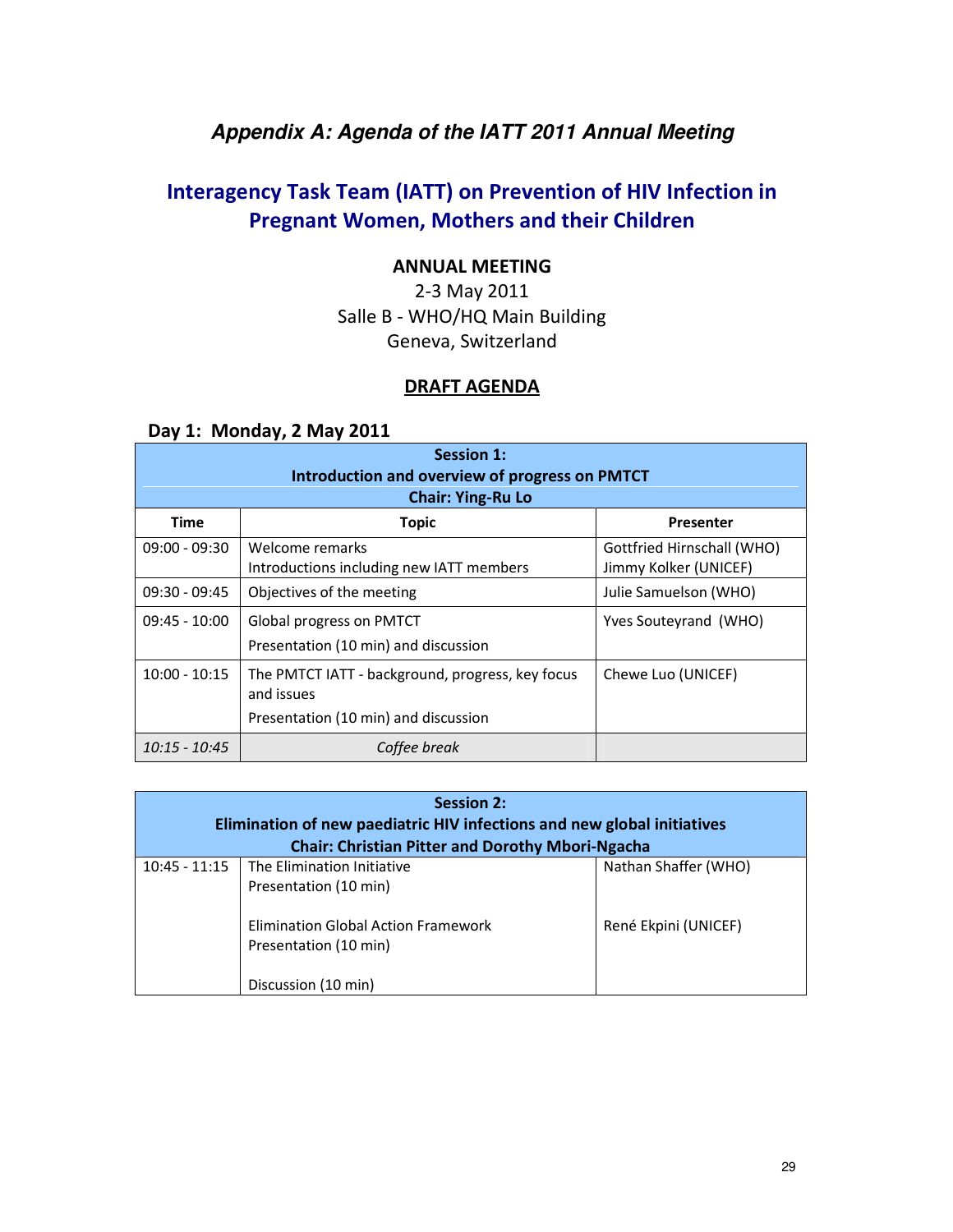### *Appendix A: Agenda of the IATT 2011 Annual Meeting*

## Interagency Task Team (IATT) on Prevention of HIV Infection in Pregnant Women, Mothers and their Children

**ANNUAL MEETING**

2-3 May 2011

Salle B - WHO/HQ Main Building

Geneva, Switzerland

**DRAFT AGENDA**

**Day 1: Monday, 2 May 2011**

| **Session 1: Introduction and overview of progress on PMTCT Chair: Ying-Ru Lo** | | |
|---|---|---|
| **Time** | **Topic** | **Presenter** |
| 09:00 - 09:30 | Welcome remarks<br>Introductions including new IATT members | Gottfried Hirnschall (WHO)<br>Jimmy Kolker (UNICEF) |
| 09:30 - 09:45 | Objectives of the meeting | Julie Samuelson (WHO) |
| 09:45 - 10:00 | Global progress on PMTCT<br>Presentation (10 min) and discussion | Yves Souteyrand (WHO) |
| 10:00 - 10:15 | The PMTCT IATT - background, progress, key focus and issues<br>Presentation (10 min) and discussion | Chewe Luo (UNICEF) |
| *10:15 - 10:45* | *Coffee break* | |

| **Session 2: Elimination of new paediatric HIV infections and new global initiatives Chair: Christian Pitter and Dorothy Mbori-Ngacha** | | |
|---|---|---|
| 10:45 - 11:15 | The Elimination Initiative<br>Presentation (10 min)<br><br>Elimination Global Action Framework<br>Presentation (10 min)<br><br>Discussion (10 min) | Nathan Shaffer (WHO)<br><br><br>René Ekpini (UNICEF) |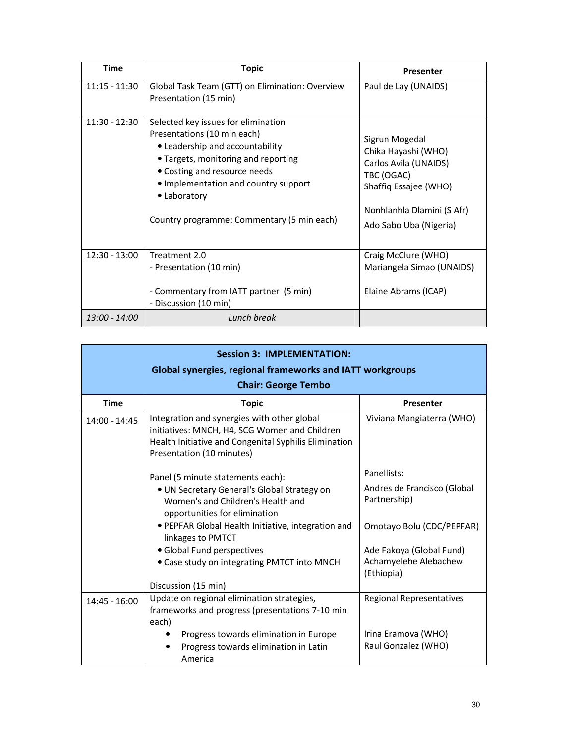| Time | Topic | Presenter |
|---|---|---|
| 11:15 - 11:30 | Global Task Team (GTT) on Elimination: Overview Presentation (15 min) | Paul de Lay (UNAIDS) |
| 11:30 - 12:30 | Selected key issues for elimination Presentations (10 min each)<br>• Leadership and accountability<br>• Targets, monitoring and reporting<br>• Costing and resource needs<br>• Implementation and country support<br>• Laboratory<br><br>Country programme: Commentary (5 min each) | Sigrun Mogedal<br>Chika Hayashi (WHO)<br>Carlos Avila (UNAIDS)<br>TBC (OGAC)<br>Shaffiq Essajee (WHO)<br><br>Nonhlanhla Dlamini (S Afr)<br>Ado Sabo Uba (Nigeria) |
| 12:30 - 13:00 | Treatment 2.0<br>- Presentation (10 min)<br><br>- Commentary from IATT partner (5 min)<br>- Discussion (10 min) | Craig McClure (WHO)<br>Mariangela Simao (UNAIDS)<br><br>Elaine Abrams (ICAP) |
| *13:00 - 14:00* | *Lunch break* | |

**Session 3: IMPLEMENTATION:**
**Global synergies, regional frameworks and IATT workgroups**
**Chair: George Tembo**

| Time | Topic | Presenter |
|---|---|---|
| 14:00 - 14:45 | Integration and synergies with other global initiatives: MNCH, H4, SCG Women and Children Health Initiative and Congenital Syphilis Elimination Presentation (10 minutes)<br><br>Panel (5 minute statements each):<br>• UN Secretary General's Global Strategy on Women's and Children's Health and opportunities for elimination<br>• PEPFAR Global Health Initiative, integration and linkages to PMTCT<br>• Global Fund perspectives<br>• Case study on integrating PMTCT into MNCH<br><br>Discussion (15 min) | Viviana Mangiaterra (WHO)<br><br>Panellists:<br>Andres de Francisco (Global Partnership)<br><br>Omotayo Bolu (CDC/PEPFAR)<br><br>Ade Fakoya (Global Fund)<br>Achamyelehe Alebachew (Ethiopia) |
| 14:45 - 16:00 | Update on regional elimination strategies, frameworks and progress (presentations 7-10 min each)<br>• Progress towards elimination in Europe<br>• Progress towards elimination in Latin America | Regional Representatives<br><br>Irina Eramova (WHO)<br>Raul Gonzalez (WHO) |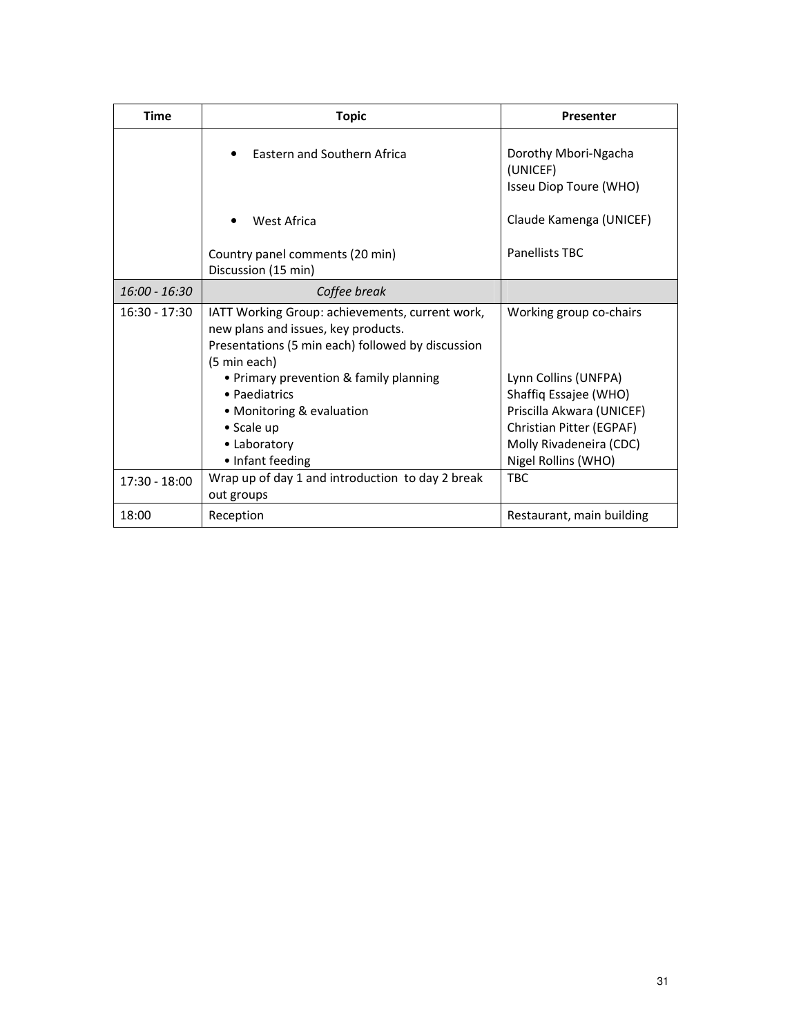| Time | Topic | Presenter |
|---|---|---|
| | • Eastern and Southern Africa<br><br>• West Africa<br><br>Country panel comments (20 min)<br>Discussion (15 min) | Dorothy Mbori-Ngacha (UNICEF)<br>Isseu Diop Toure (WHO)<br><br>Claude Kamenga (UNICEF)<br><br>Panellists TBC |
| *16:00 - 16:30* | *Coffee break* | |
| 16:30 - 17:30 | IATT Working Group: achievements, current work, new plans and issues, key products.<br>Presentations (5 min each) followed by discussion (5 min each)<br>• Primary prevention & family planning<br>• Paediatrics<br>• Monitoring & evaluation<br>• Scale up<br>• Laboratory<br>• Infant feeding | Working group co-chairs<br><br><br>Lynn Collins (UNFPA)<br>Shaffiq Essajee (WHO)<br>Priscilla Akwara (UNICEF)<br>Christian Pitter (EGPAF)<br>Molly Rivadeneira (CDC)<br>Nigel Rollins (WHO) |
| 17:30 - 18:00 | Wrap up of day 1 and introduction to day 2 break out groups | TBC |
| 18:00 | Reception | Restaurant, main building |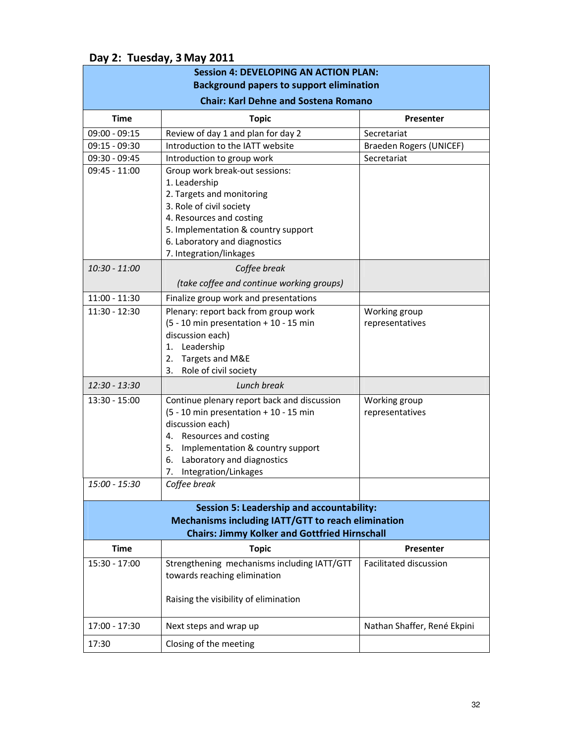## Day 2: Tuesday, 3 May 2011

| **Session 4: DEVELOPING AN ACTION PLAN: Background papers to support elimination Chair: Karl Dehne and Sostena Romano** | | |
|---|---|---|
| **Time** | **Topic** | **Presenter** |
| 09:00 - 09:15 | Review of day 1 and plan for day 2 | Secretariat |
| 09:15 - 09:30 | Introduction to the IATT website | Braeden Rogers (UNICEF) |
| 09:30 - 09:45 | Introduction to group work | Secretariat |
| 09:45 - 11:00 | Group work break-out sessions:<br>1. Leadership<br>2. Targets and monitoring<br>3. Role of civil society<br>4. Resources and costing<br>5. Implementation & country support<br>6. Laboratory and diagnostics<br>7. Integration/linkages | |
| *10:30 - 11:00* | *Coffee break*<br>*(take coffee and continue working groups)* | |
| 11:00 - 11:30 | Finalize group work and presentations | |
| 11:30 - 12:30 | Plenary: report back from group work (5 - 10 min presentation + 10 - 15 min discussion each)<br>1. Leadership<br>2. Targets and M&E<br>3. Role of civil society | Working group representatives |
| *12:30 - 13:30* | *Lunch break* | |
| 13:30 - 15:00 | Continue plenary report back and discussion (5 - 10 min presentation + 10 - 15 min discussion each)<br>4. Resources and costing<br>5. Implementation & country support<br>6. Laboratory and diagnostics<br>7. Integration/Linkages | Working group representatives |
| *15:00 - 15:30* | *Coffee break* | |

| **Session 5: Leadership and accountability: Mechanisms including IATT/GTT to reach elimination Chairs: Jimmy Kolker and Gottfried Hirnschall** | | |
|---|---|---|
| **Time** | **Topic** | **Presenter** |
| 15:30 - 17:00 | Strengthening mechanisms including IATT/GTT towards reaching elimination<br><br>Raising the visibility of elimination | Facilitated discussion |
| 17:00 - 17:30 | Next steps and wrap up | Nathan Shaffer, René Ekpini |
| 17:30 | Closing of the meeting | |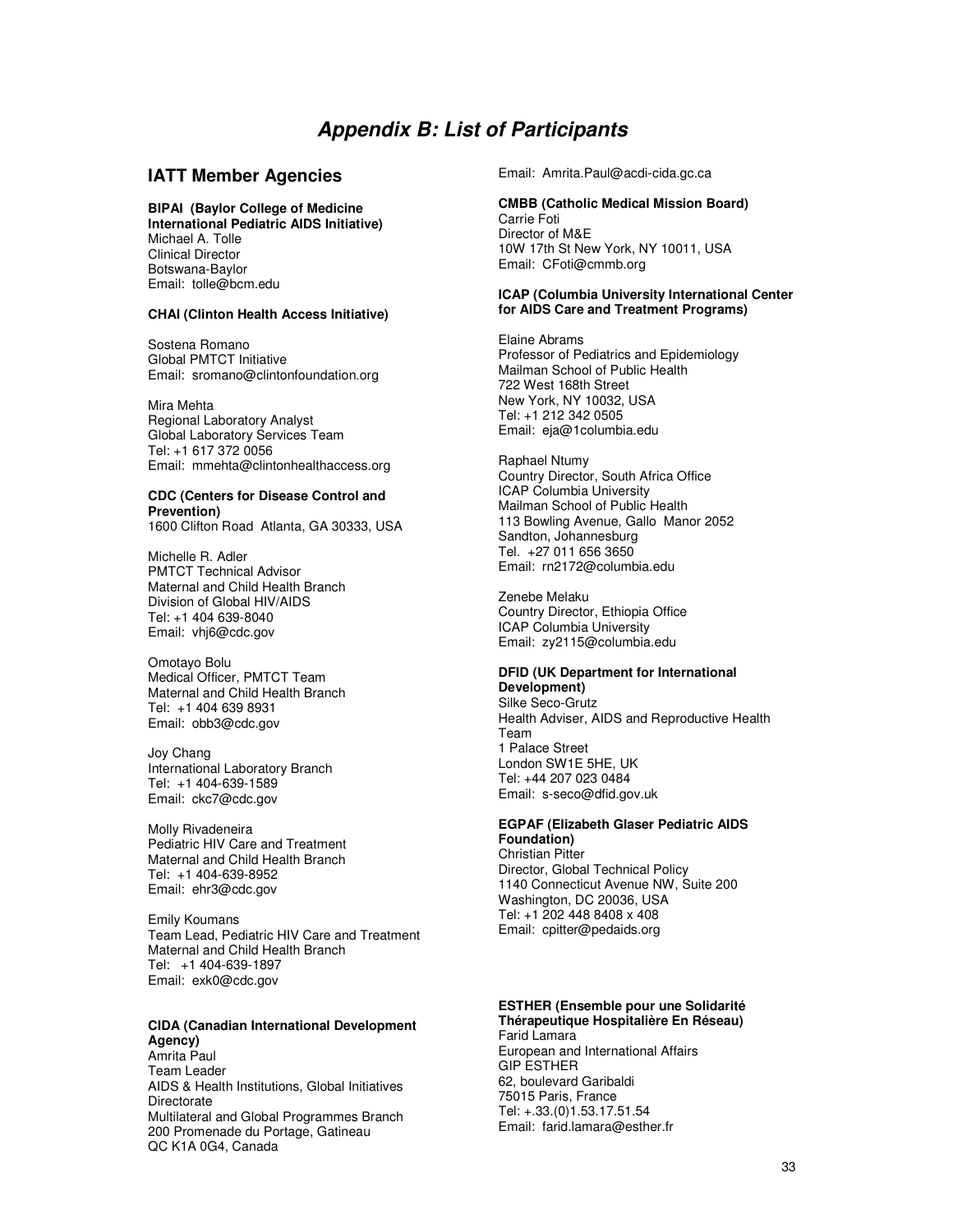# *Appendix B: List of Participants*

## IATT Member Agencies

**BIPAI (Baylor College of Medicine International Pediatric AIDS Initiative)**
Michael A. Tolle
Clinical Director
Botswana-Baylor
Email: tolle@bcm.edu

**CHAI (Clinton Health Access Initiative)**

Sostena Romano
Global PMTCT Initiative
Email: sromano@clintonfoundation.org

Mira Mehta
Regional Laboratory Analyst
Global Laboratory Services Team
Tel: +1 617 372 0056
Email: mmehta@clintonhealthaccess.org

**CDC (Centers for Disease Control and Prevention)**
1600 Clifton Road Atlanta, GA 30333, USA

Michelle R. Adler
PMTCT Technical Advisor
Maternal and Child Health Branch
Division of Global HIV/AIDS
Tel: +1 404 639-8040
Email: vhj6@cdc.gov

Omotayo Bolu
Medical Officer, PMTCT Team
Maternal and Child Health Branch
Tel: +1 404 639 8931
Email: obb3@cdc.gov

Joy Chang
International Laboratory Branch
Tel: +1 404-639-1589
Email: ckc7@cdc.gov

Molly Rivadeneira
Pediatric HIV Care and Treatment
Maternal and Child Health Branch
Tel: +1 404-639-8952
Email: ehr3@cdc.gov

Emily Koumans
Team Lead, Pediatric HIV Care and Treatment
Maternal and Child Health Branch
Tel: +1 404-639-1897
Email: exk0@cdc.gov

**CIDA (Canadian International Development Agency)**
Amrita Paul
Team Leader
AIDS & Health Institutions, Global Initiatives Directorate
Multilateral and Global Programmes Branch
200 Promenade du Portage, Gatineau
QC K1A 0G4, Canada
Email: Amrita.Paul@acdi-cida.gc.ca

**CMBB (Catholic Medical Mission Board)**
Carrie Foti
Director of M&E
10W 17th St New York, NY 10011, USA
Email: CFoti@cmmb.org

**ICAP (Columbia University International Center for AIDS Care and Treatment Programs)**

Elaine Abrams
Professor of Pediatrics and Epidemiology
Mailman School of Public Health
722 West 168th Street
New York, NY 10032, USA
Tel: +1 212 342 0505
Email: eja@1columbia.edu

Raphael Ntumy
Country Director, South Africa Office
ICAP Columbia University
Mailman School of Public Health
113 Bowling Avenue, Gallo Manor 2052
Sandton, Johannesburg
Tel. +27 011 656 3650
Email: rn2172@columbia.edu

Zenebe Melaku
Country Director, Ethiopia Office
ICAP Columbia University
Email: zy2115@columbia.edu

**DFID (UK Department for International Development)**
Silke Seco-Grutz
Health Adviser, AIDS and Reproductive Health Team
1 Palace Street
London SW1E 5HE, UK
Tel: +44 207 023 0484
Email: s-seco@dfid.gov.uk

**EGPAF (Elizabeth Glaser Pediatric AIDS Foundation)**
Christian Pitter
Director, Global Technical Policy
1140 Connecticut Avenue NW, Suite 200
Washington, DC 20036, USA
Tel: +1 202 448 8408 x 408
Email: cpitter@pedaids.org

**ESTHER (Ensemble pour une Solidarité Thérapeutique Hospitalière En Réseau)**
Farid Lamara
European and International Affairs
GIP ESTHER
62, boulevard Garibaldi
75015 Paris, France
Tel: +.33.(0)1.53.17.51.54
Email: farid.lamara@esther.fr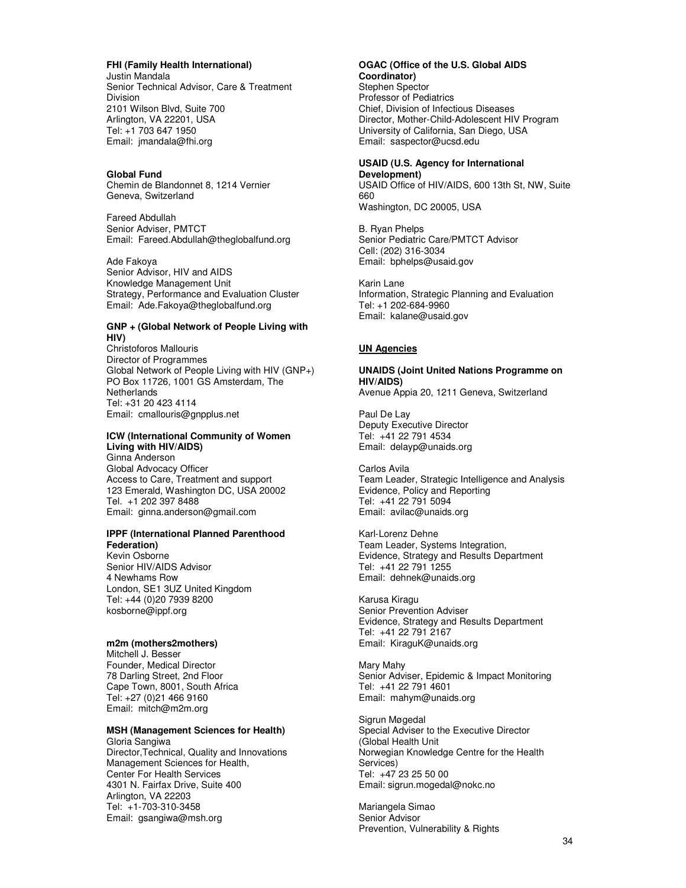**FHI (Family Health International)**
Justin Mandala
Senior Technical Advisor, Care & Treatment Division
2101 Wilson Blvd, Suite 700
Arlington, VA 22201, USA
Tel: +1 703 647 1950
Email: jmandala@fhi.org

**Global Fund**
Chemin de Blandonnet 8, 1214 Vernier
Geneva, Switzerland

Fareed Abdullah
Senior Adviser, PMTCT
Email: Fareed.Abdullah@theglobalfund.org

Ade Fakoya
Senior Advisor, HIV and AIDS
Knowledge Management Unit
Strategy, Performance and Evaluation Cluster
Email: Ade.Fakoya@theglobalfund.org

**GNP + (Global Network of People Living with HIV)**
Christoforos Mallouris
Director of Programmes
Global Network of People Living with HIV (GNP+)
PO Box 11726, 1001 GS Amsterdam, The Netherlands
Tel: +31 20 423 4114
Email: cmallouris@gnpplus.net

**ICW (International Community of Women Living with HIV/AIDS)**
Ginna Anderson
Global Advocacy Officer
Access to Care, Treatment and support
123 Emerald, Washington DC, USA 20002
Tel. +1 202 397 8488
Email: ginna.anderson@gmail.com

**IPPF (International Planned Parenthood Federation)**
Kevin Osborne
Senior HIV/AIDS Advisor
4 Newhams Row
London, SE1 3UZ United Kingdom
Tel: +44 (0)20 7939 8200
kosborne@ippf.org

**m2m (mothers2mothers)**
Mitchell J. Besser
Founder, Medical Director
78 Darling Street, 2nd Floor
Cape Town, 8001, South Africa
Tel: +27 (0)21 466 9160
Email: mitch@m2m.org

**MSH (Management Sciences for Health)**
Gloria Sangiwa
Director,Technical, Quality and Innovations
Management Sciences for Health,
Center For Health Services
4301 N. Fairfax Drive, Suite 400
Arlington, VA 22203
Tel: +1-703-310-3458
Email: gsangiwa@msh.org

**OGAC (Office of the U.S. Global AIDS Coordinator)**
Stephen Spector
Professor of Pediatrics
Chief, Division of Infectious Diseases
Director, Mother-Child-Adolescent HIV Program
University of California, San Diego, USA
Email: saspector@ucsd.edu

**USAID (U.S. Agency for International Development)**
USAID Office of HIV/AIDS, 600 13th St, NW, Suite 660
Washington, DC 20005, USA

B. Ryan Phelps
Senior Pediatric Care/PMTCT Advisor
Cell: (202) 316-3034
Email: bphelps@usaid.gov

Karin Lane
Information, Strategic Planning and Evaluation
Tel: +1 202-684-9960
Email: kalane@usaid.gov

**UN Agencies**

**UNAIDS (Joint United Nations Programme on HIV/AIDS)**
Avenue Appia 20, 1211 Geneva, Switzerland

Paul De Lay
Deputy Executive Director
Tel: +41 22 791 4534
Email: delayp@unaids.org

Carlos Avila
Team Leader, Strategic Intelligence and Analysis
Evidence, Policy and Reporting
Tel: +41 22 791 5094
Email: avilac@unaids.org

Karl-Lorenz Dehne
Team Leader, Systems Integration,
Evidence, Strategy and Results Department
Tel: +41 22 791 1255
Email: dehnek@unaids.org

Karusa Kiragu
Senior Prevention Adviser
Evidence, Strategy and Results Department
Tel: +41 22 791 2167
Email: KiraguK@unaids.org

Mary Mahy
Senior Adviser, Epidemic & Impact Monitoring
Tel: +41 22 791 4601
Email: mahym@unaids.org

Sigrun Møgedal
Special Adviser to the Executive Director
(Global Health Unit
Norwegian Knowledge Centre for the Health Services)
Tel: +47 23 25 50 00
Email: sigrun.mogedal@nokc.no

Mariangela Simao
Senior Advisor
Prevention, Vulnerability & Rights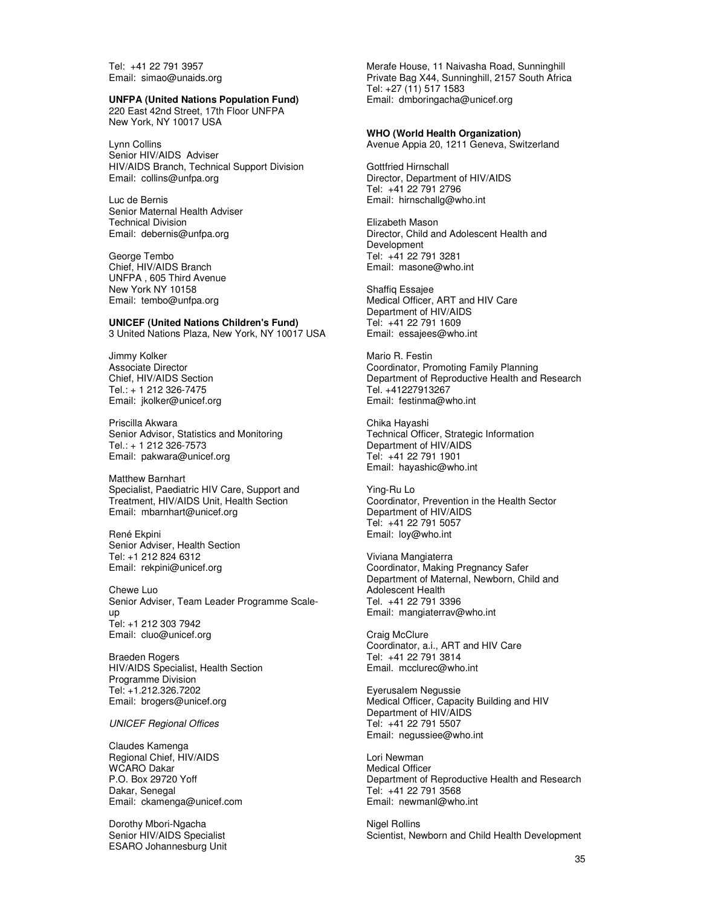Tel: +41 22 791 3957
Email: simao@unaids.org

**UNFPA (United Nations Population Fund)**
220 East 42nd Street, 17th Floor UNFPA
New York, NY 10017 USA

Lynn Collins
Senior HIV/AIDS Adviser
HIV/AIDS Branch, Technical Support Division
Email: collins@unfpa.org

Luc de Bernis
Senior Maternal Health Adviser
Technical Division
Email: debernis@unfpa.org

George Tembo
Chief, HIV/AIDS Branch
UNFPA , 605 Third Avenue
New York NY 10158
Email: tembo@unfpa.org

**UNICEF (United Nations Children's Fund)**
3 United Nations Plaza, New York, NY 10017 USA

Jimmy Kolker
Associate Director
Chief, HIV/AIDS Section
Tel.: + 1 212 326-7475
Email: jkolker@unicef.org

Priscilla Akwara
Senior Advisor, Statistics and Monitoring
Tel.: + 1 212 326-7573
Email: pakwara@unicef.org

Matthew Barnhart
Specialist, Paediatric HIV Care, Support and Treatment, HIV/AIDS Unit, Health Section
Email: mbarnhart@unicef.org

René Ekpini
Senior Adviser, Health Section
Tel: +1 212 824 6312
Email: rekpini@unicef.org

Chewe Luo
Senior Adviser, Team Leader Programme Scale-up
Tel: +1 212 303 7942
Email: cluo@unicef.org

Braeden Rogers
HIV/AIDS Specialist, Health Section
Programme Division
Tel: +1.212.326.7202
Email: brogers@unicef.org

*UNICEF Regional Offices*

Claudes Kamenga
Regional Chief, HIV/AIDS
WCARO Dakar
P.O. Box 29720 Yoff
Dakar, Senegal
Email: ckamenga@unicef.com

Dorothy Mbori-Ngacha
Senior HIV/AIDS Specialist
ESARO Johannesburg Unit
Merafe House, 11 Naivasha Road, Sunninghill
Private Bag X44, Sunninghill, 2157 South Africa
Tel: +27 (11) 517 1583
Email: dmboringacha@unicef.org

**WHO (World Health Organization)**
Avenue Appia 20, 1211 Geneva, Switzerland

Gottfried Hirnschall
Director, Department of HIV/AIDS
Tel: +41 22 791 2796
Email: hirnschallg@who.int

Elizabeth Mason
Director, Child and Adolescent Health and Development
Tel: +41 22 791 3281
Email: masone@who.int

Shaffiq Essajee
Medical Officer, ART and HIV Care
Department of HIV/AIDS
Tel: +41 22 791 1609
Email: essajees@who.int

Mario R. Festin
Coordinator, Promoting Family Planning
Department of Reproductive Health and Research
Tel. +41227913267
Email: festinma@who.int

Chika Hayashi
Technical Officer, Strategic Information
Department of HIV/AIDS
Tel: +41 22 791 1901
Email: hayashic@who.int

Ying-Ru Lo
Coordinator, Prevention in the Health Sector
Department of HIV/AIDS
Tel: +41 22 791 5057
Email: loy@who.int

Viviana Mangiaterra
Coordinator, Making Pregnancy Safer
Department of Maternal, Newborn, Child and Adolescent Health
Tel. +41 22 791 3396
Email: mangiaterrav@who.int

Craig McClure
Coordinator, a.i., ART and HIV Care
Tel: +41 22 791 3814
Email. mcclurec@who.int

Eyerusalem Negussie
Medical Officer, Capacity Building and HIV
Department of HIV/AIDS
Tel: +41 22 791 5507
Email: negussiee@who.int

Lori Newman
Medical Officer
Department of Reproductive Health and Research
Tel: +41 22 791 3568
Email: newmanl@who.int

Nigel Rollins
Scientist, Newborn and Child Health Development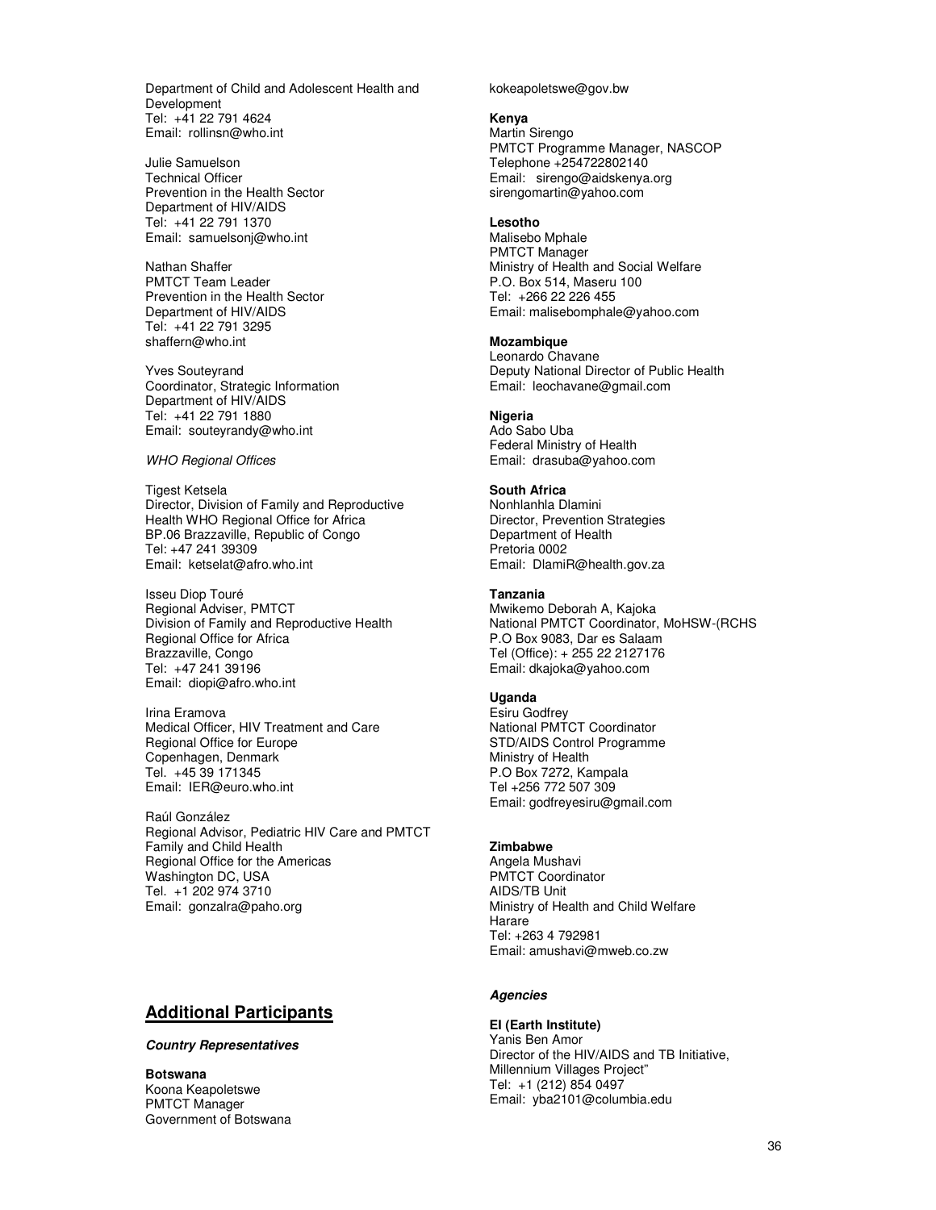Department of Child and Adolescent Health and Development
Tel: +41 22 791 4624
Email: rollinsn@who.int

Julie Samuelson
Technical Officer
Prevention in the Health Sector
Department of HIV/AIDS
Tel: +41 22 791 1370
Email: samuelsonj@who.int

Nathan Shaffer
PMTCT Team Leader
Prevention in the Health Sector
Department of HIV/AIDS
Tel: +41 22 791 3295
shaffern@who.int

Yves Souteyrand
Coordinator, Strategic Information
Department of HIV/AIDS
Tel: +41 22 791 1880
Email: souteyrandy@who.int

*WHO Regional Offices*

Tigest Ketsela
Director, Division of Family and Reproductive Health WHO Regional Office for Africa
BP.06 Brazzaville, Republic of Congo
Tel: +47 241 39309
Email: ketselat@afro.who.int

Isseu Diop Touré
Regional Adviser, PMTCT
Division of Family and Reproductive Health
Regional Office for Africa
Brazzaville, Congo
Tel: +47 241 39196
Email: diopi@afro.who.int

Irina Eramova
Medical Officer, HIV Treatment and Care
Regional Office for Europe
Copenhagen, Denmark
Tel. +45 39 171345
Email: IER@euro.who.int

Raúl González
Regional Advisor, Pediatric HIV Care and PMTCT
Family and Child Health
Regional Office for the Americas
Washington DC, USA
Tel. +1 202 974 3710
Email: gonzalra@paho.org

## Additional Participants

***Country Representatives***

**Botswana**
Koona Keapoletswe
PMTCT Manager
Government of Botswana
kokeapoletswe@gov.bw

**Kenya**
Martin Sirengo
PMTCT Programme Manager, NASCOP
Telephone +254722802140
Email: sirengo@aidskenya.org
sirengomartin@yahoo.com

**Lesotho**
Malisebo Mphale
PMTCT Manager
Ministry of Health and Social Welfare
P.O. Box 514, Maseru 100
Tel: +266 22 226 455
Email: malisebomphale@yahoo.com

**Mozambique**
Leonardo Chavane
Deputy National Director of Public Health
Email: leochavane@gmail.com

**Nigeria**
Ado Sabo Uba
Federal Ministry of Health
Email: drasuba@yahoo.com

**South Africa**
Nonhlanhla Dlamini
Director, Prevention Strategies
Department of Health
Pretoria 0002
Email: DlamiR@health.gov.za

**Tanzania**
Mwikemo Deborah A, Kajoka
National PMTCT Coordinator, MoHSW-(RCHS
P.O Box 9083, Dar es Salaam
Tel (Office): + 255 22 2127176
Email: dkajoka@yahoo.com

**Uganda**
Esiru Godfrey
National PMTCT Coordinator
STD/AIDS Control Programme
Ministry of Health
P.O Box 7272, Kampala
Tel +256 772 507 309
Email: godfreyesiru@gmail.com

**Zimbabwe**
Angela Mushavi
PMTCT Coordinator
AIDS/TB Unit
Ministry of Health and Child Welfare
Harare
Tel: +263 4 792981
Email: amushavi@mweb.co.zw

***Agencies***

**EI (Earth Institute)**
Yanis Ben Amor
Director of the HIV/AIDS and TB Initiative, Millennium Villages Project"
Tel: +1 (212) 854 0497
Email: yba2101@columbia.edu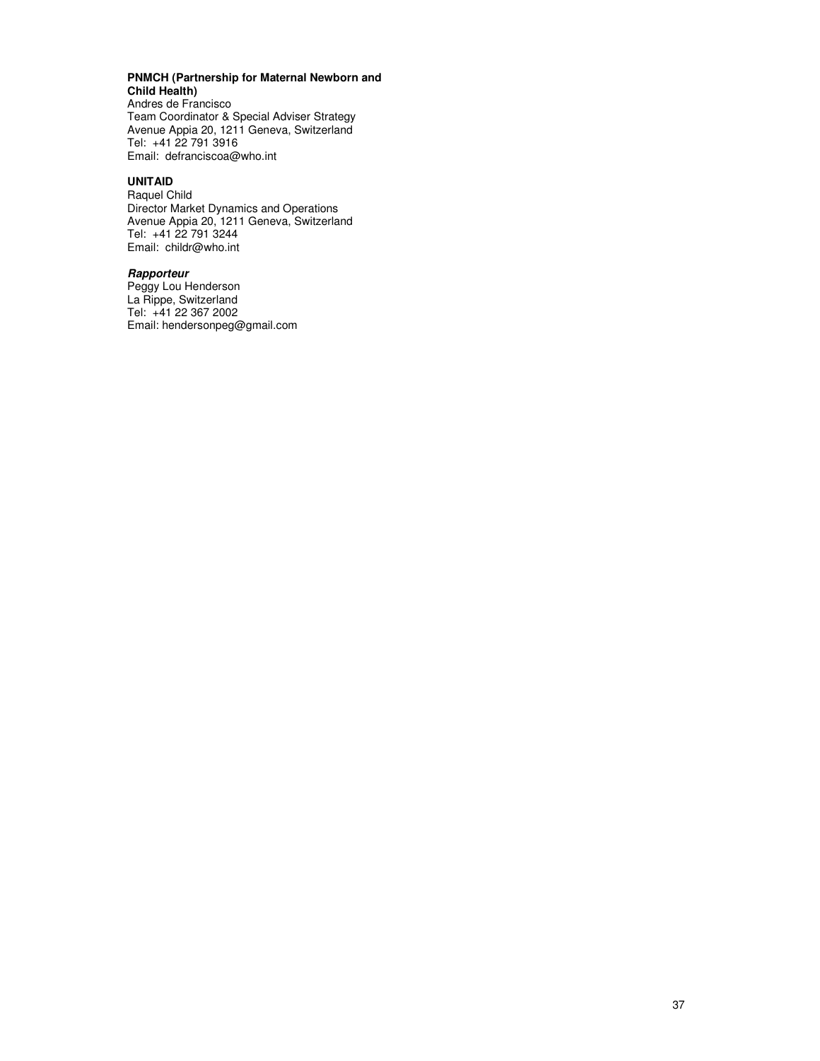**PNMCH (Partnership for Maternal Newborn and Child Health)**
Andres de Francisco
Team Coordinator & Special Adviser Strategy
Avenue Appia 20, 1211 Geneva, Switzerland
Tel: +41 22 791 3916
Email: defranciscoa@who.int

**UNITAID**
Raquel Child
Director Market Dynamics and Operations
Avenue Appia 20, 1211 Geneva, Switzerland
Tel: +41 22 791 3244
Email: childr@who.int

***Rapporteur***
Peggy Lou Henderson
La Rippe, Switzerland
Tel: +41 22 367 2002
Email: hendersonpeg@gmail.com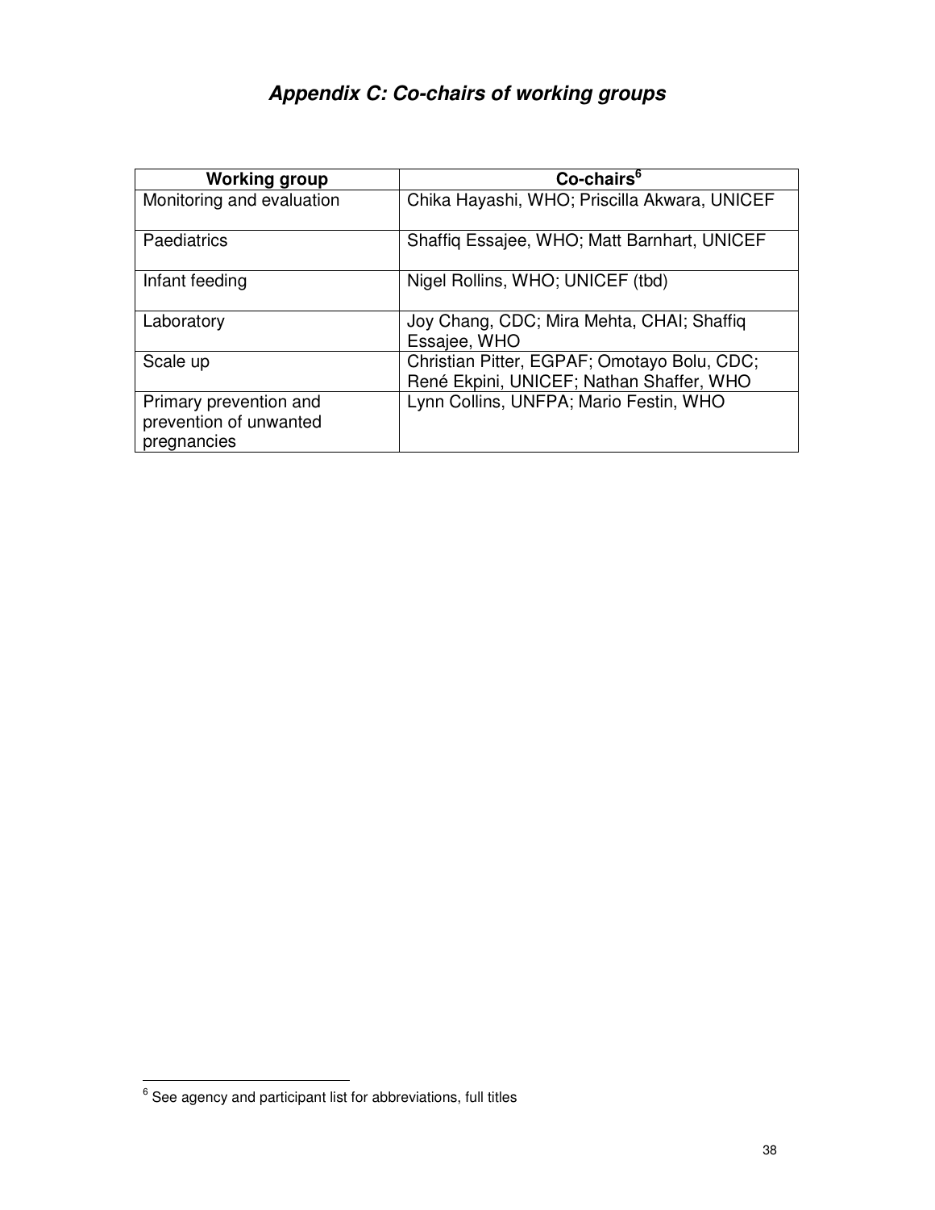## *Appendix C: Co-chairs of working groups*

| Working group | Co-chairs[6] |
|---|---|
| Monitoring and evaluation | Chika Hayashi, WHO; Priscilla Akwara, UNICEF |
| Paediatrics | Shaffiq Essajee, WHO; Matt Barnhart, UNICEF |
| Infant feeding | Nigel Rollins, WHO; UNICEF (tbd) |
| Laboratory | Joy Chang, CDC; Mira Mehta, CHAI; Shaffiq Essajee, WHO |
| Scale up | Christian Pitter, EGPAF; Omotayo Bolu, CDC; René Ekpini, UNICEF; Nathan Shaffer, WHO |
| Primary prevention and prevention of unwanted pregnancies | Lynn Collins, UNFPA; Mario Festin, WHO |

[6] See agency and participant list for abbreviations, full titles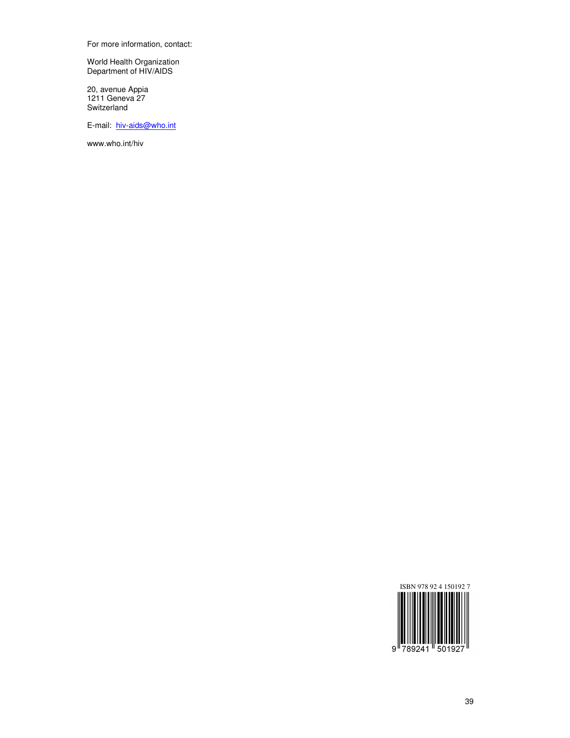For more information, contact:

World Health Organization
Department of HIV/AIDS

20, avenue Appia
1211 Geneva 27
Switzerland

E-mail: hiv-aids@who.int

www.who.int/hiv

ISBN 978 92 4 150192 7